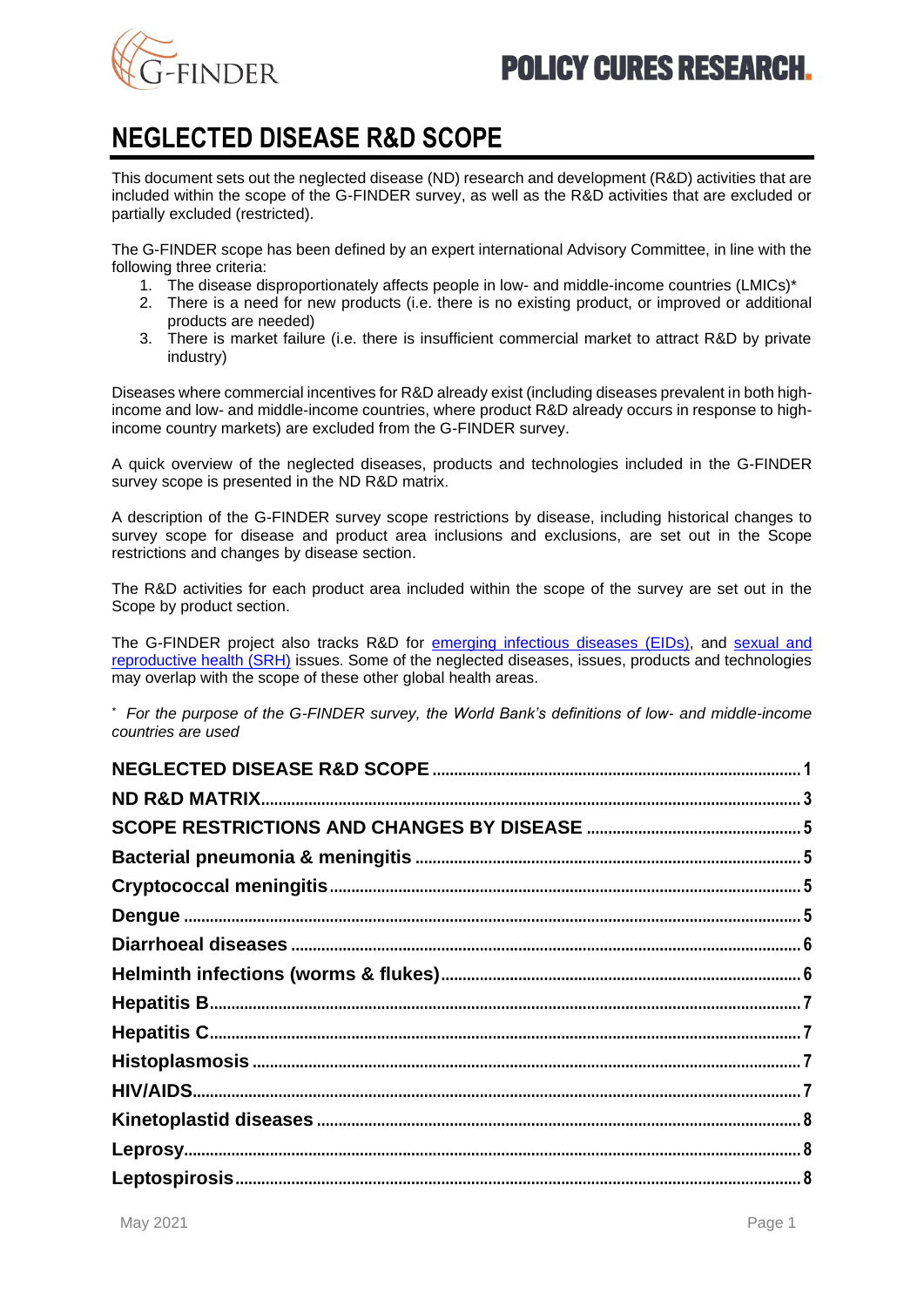# NEGLECTED DISEASE R&D SCOPE

This document sets out the neglected disease (ND) research and development (R&D) activities that are included within the scope of the G-FINDER survey, as well as the R&D activities that are excluded or partially excluded (restricted).

The G-FINDER scope has been defined by an expert international Advisory Committee, in line with the following three criteria:

1. The disease disproportionately affects people in low- and middle-income countries (LMICs)*
2. There is a need for new products (i.e. there is no existing product, or improved or additional products are needed)
3. There is market failure (i.e. there is insufficient commercial market to attract R&D by private industry)

Diseases where commercial incentives for R&D already exist (including diseases prevalent in both high-income and low- and middle-income countries, where product R&D already occurs in response to high-income country markets) are excluded from the G-FINDER survey.

A quick overview of the neglected diseases, products and technologies included in the G-FINDER survey scope is presented in the ND R&D matrix.

A description of the G-FINDER survey scope restrictions by disease, including historical changes to survey scope for disease and product area inclusions and exclusions, are set out in the Scope restrictions and changes by disease section.

The R&D activities for each product area included within the scope of the survey are set out in the Scope by product section.

The G-FINDER project also tracks R&D for emerging infectious diseases (EIDs), and sexual and reproductive health (SRH) issues. Some of the neglected diseases, issues, products and technologies may overlap with the scope of these other global health areas.

* *For the purpose of the G-FINDER survey, the World Bank's definitions of low- and middle-income countries are used*

| | |
|---|---|
| **NEGLECTED DISEASE R&D SCOPE** | 1 |
| **ND R&D MATRIX** | 3 |
| **SCOPE RESTRICTIONS AND CHANGES BY DISEASE** | 5 |
| **Bacterial pneumonia & meningitis** | 5 |
| **Cryptococcal meningitis** | 5 |
| **Dengue** | 5 |
| **Diarrhoeal diseases** | 6 |
| **Helminth infections (worms & flukes)** | 6 |
| **Hepatitis B** | 7 |
| **Hepatitis C** | 7 |
| **Histoplasmosis** | 7 |
| **HIV/AIDS** | 7 |
| **Kinetoplastid diseases** | 8 |
| **Leprosy** | 8 |
| **Leptospirosis** | 8 |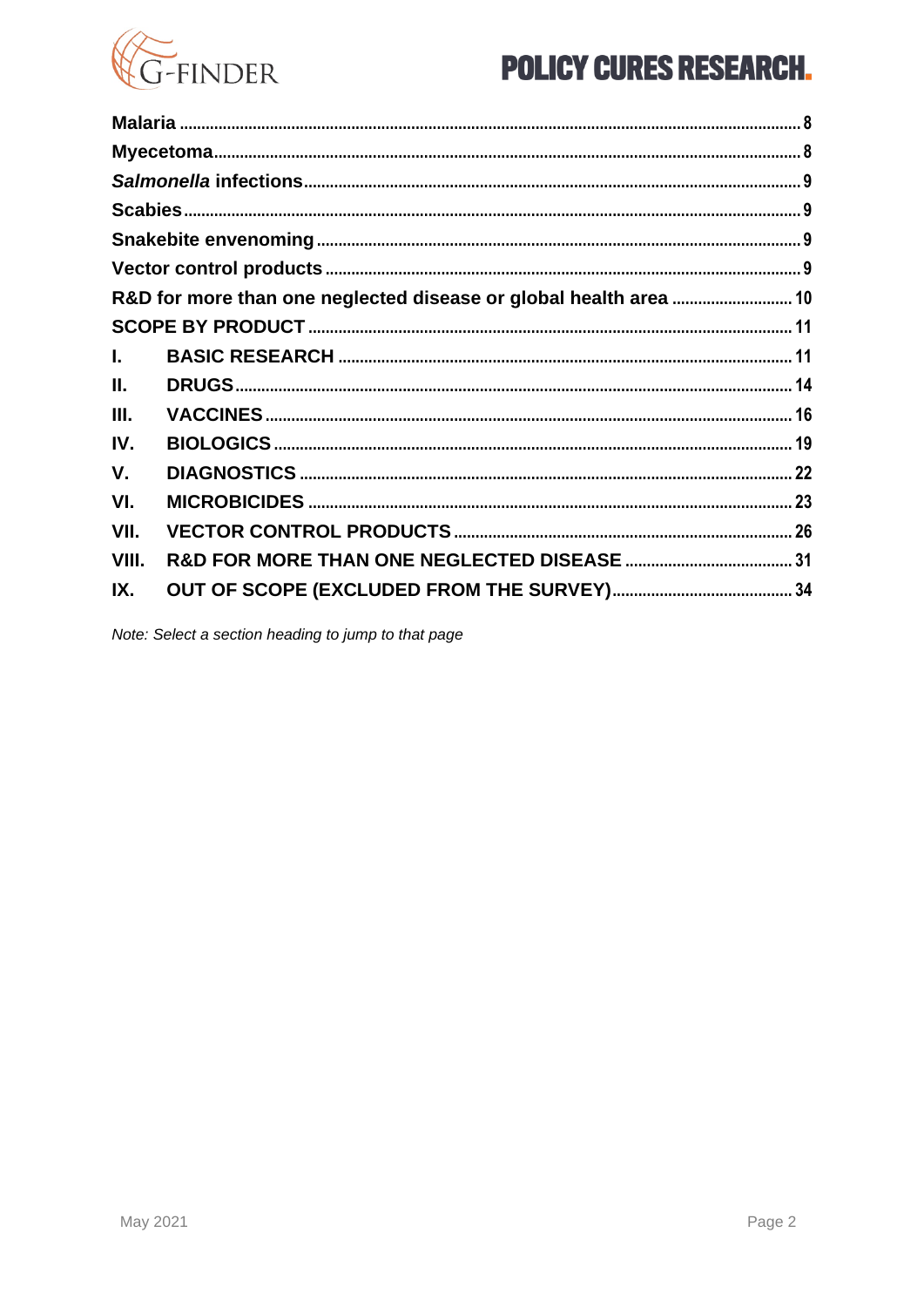**Malaria** ........................................ 8

**Myecetoma** ........................................ 8

***Salmonella* infections** ........................................ 9

**Scabies** ........................................ 9

**Snakebite envenoming** ........................................ 9

**Vector control products** ........................................ 9

**R&D for more than one neglected disease or global health area** ........................................ 10

**SCOPE BY PRODUCT** ........................................ 11

**I. BASIC RESEARCH** ........................................ 11

**II. DRUGS** ........................................ 14

**III. VACCINES** ........................................ 16

**IV. BIOLOGICS** ........................................ 19

**V. DIAGNOSTICS** ........................................ 22

**VI. MICROBICIDES** ........................................ 23

**VII. VECTOR CONTROL PRODUCTS** ........................................ 26

**VIII. R&D FOR MORE THAN ONE NEGLECTED DISEASE** ........................................ 31

**IX. OUT OF SCOPE (EXCLUDED FROM THE SURVEY)** ........................................ 34

*Note: Select a section heading to jump to that page*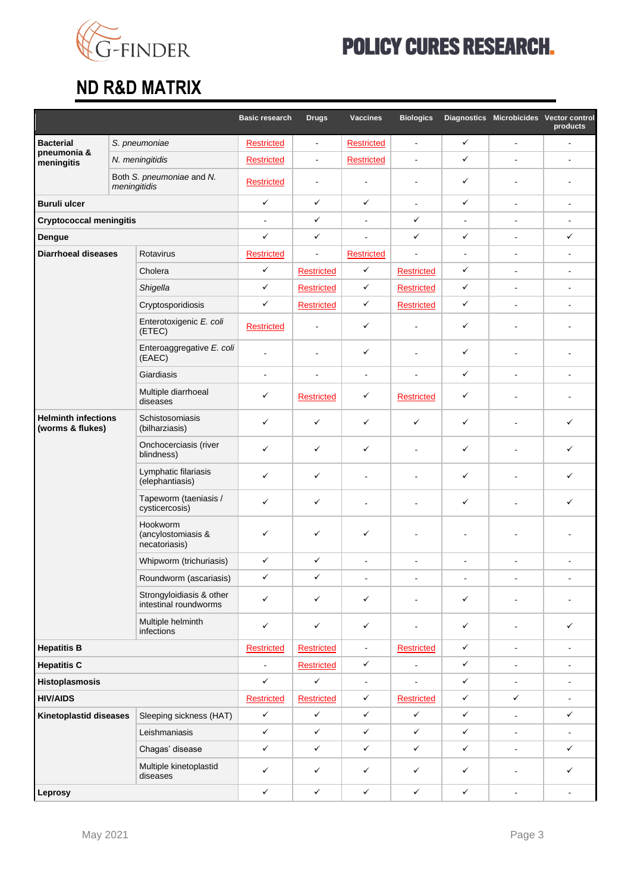## ND R&D MATRIX

| | | Basic research | Drugs | Vaccines | Biologics | Diagnostics | Microbicides | Vector control products |
|---|---|---|---|---|---|---|---|---|
| **Bacterial pneumonia & meningitis** | *S. pneumoniae* | Restricted | - | Restricted | - | ✓ | - | - |
| | *N. meningitidis* | Restricted | - | Restricted | - | ✓ | - | - |
| | Both *S. pneumoniae* and *N. meningitidis* | Restricted | - | - | - | ✓ | - | - |
| **Buruli ulcer** | | ✓ | ✓ | ✓ | - | ✓ | - | - |
| **Cryptococcal meningitis** | | - | ✓ | - | ✓ | - | - | - |
| **Dengue** | | ✓ | ✓ | - | ✓ | ✓ | - | ✓ |
| **Diarrhoeal diseases** | Rotavirus | Restricted | - | Restricted | - | - | - | - |
| | Cholera | ✓ | Restricted | ✓ | Restricted | ✓ | - | - |
| | *Shigella* | ✓ | Restricted | ✓ | Restricted | ✓ | - | - |
| | Cryptosporidiosis | ✓ | Restricted | ✓ | Restricted | ✓ | - | - |
| | Enterotoxigenic *E. coli* (ETEC) | Restricted | - | ✓ | - | ✓ | - | - |
| | Enteroaggregative *E. coli* (EAEC) | - | - | ✓ | - | ✓ | - | - |
| | Giardiasis | - | - | - | - | ✓ | - | - |
| | Multiple diarrhoeal diseases | ✓ | Restricted | ✓ | Restricted | ✓ | - | - |
| **Helminth infections (worms & flukes)** | Schistosomiasis (bilharziasis) | ✓ | ✓ | ✓ | ✓ | ✓ | - | ✓ |
| | Onchocerciasis (river blindness) | ✓ | ✓ | ✓ | - | ✓ | - | ✓ |
| | Lymphatic filariasis (elephantiasis) | ✓ | ✓ | - | - | ✓ | - | ✓ |
| | Tapeworm (taeniasis / cysticercosis) | ✓ | ✓ | - | - | ✓ | - | ✓ |
| | Hookworm (ancylostomiasis & necatoriasis) | ✓ | ✓ | ✓ | - | - | - | - |
| | Whipworm (trichuriasis) | ✓ | ✓ | - | - | - | - | - |
| | Roundworm (ascariasis) | ✓ | ✓ | - | - | - | - | - |
| | Strongyloidiasis & other intestinal roundworms | ✓ | ✓ | ✓ | - | ✓ | - | - |
| | Multiple helminth infections | ✓ | ✓ | ✓ | - | ✓ | - | ✓ |
| **Hepatitis B** | | Restricted | Restricted | - | Restricted | ✓ | - | - |
| **Hepatitis C** | | - | Restricted | ✓ | - | ✓ | - | - |
| **Histoplasmosis** | | ✓ | ✓ | - | - | ✓ | - | - |
| **HIV/AIDS** | | Restricted | Restricted | ✓ | Restricted | ✓ | ✓ | - |
| **Kinetoplastid diseases** | Sleeping sickness (HAT) | ✓ | ✓ | ✓ | ✓ | ✓ | - | ✓ |
| | Leishmaniasis | ✓ | ✓ | ✓ | ✓ | ✓ | - | - |
| | Chagas' disease | ✓ | ✓ | ✓ | ✓ | ✓ | - | ✓ |
| | Multiple kinetoplastid diseases | ✓ | ✓ | ✓ | ✓ | ✓ | - | ✓ |
| **Leprosy** | | ✓ | ✓ | ✓ | ✓ | ✓ | - | - |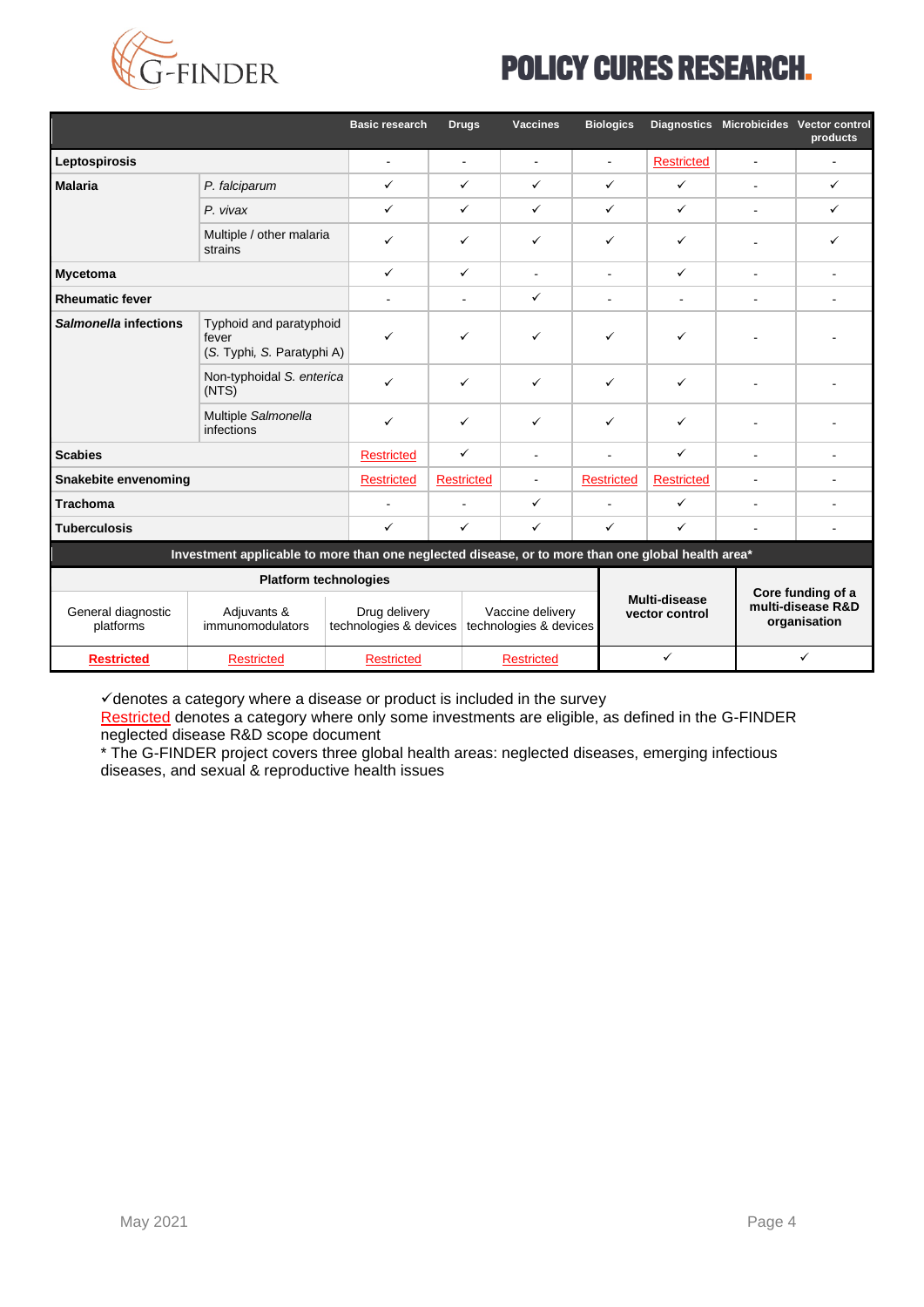| | | Basic research | Drugs | Vaccines | Biologics | Diagnostics | Microbicides | Vector control products |
|---|---|---|---|---|---|---|---|---|
| **Leptospirosis** | | - | - | - | - | Restricted | - | - |
| **Malaria** | *P. falciparum* | ✓ | ✓ | ✓ | ✓ | ✓ | - | ✓ |
| | *P. vivax* | ✓ | ✓ | ✓ | ✓ | ✓ | - | ✓ |
| | Multiple / other malaria strains | ✓ | ✓ | ✓ | ✓ | ✓ | - | ✓ |
| **Mycetoma** | | ✓ | ✓ | - | - | ✓ | - | - |
| **Rheumatic fever** | | - | - | ✓ | - | - | - | - |
| ***Salmonella* infections** | Typhoid and paratyphoid fever (*S.* Typhi, *S.* Paratyphi A) | ✓ | ✓ | ✓ | ✓ | ✓ | - | - |
| | Non-typhoidal *S. enterica* (NTS) | ✓ | ✓ | ✓ | ✓ | ✓ | - | - |
| | Multiple *Salmonella* infections | ✓ | ✓ | ✓ | ✓ | ✓ | - | - |
| **Scabies** | | Restricted | ✓ | - | - | ✓ | - | - |
| **Snakebite envenoming** | | Restricted | Restricted | - | Restricted | Restricted | - | - |
| **Trachoma** | | - | - | ✓ | - | ✓ | - | - |
| **Tuberculosis** | | ✓ | ✓ | ✓ | ✓ | ✓ | - | - |

**Investment applicable to more than one neglected disease, or to more than one global health area***

| Platform technologies | | | | Multi-disease vector control | Core funding of a multi-disease R&D organisation |
|---|---|---|---|---|---|
| General diagnostic platforms | Adjuvants & immunomodulators | Drug delivery technologies & devices | Vaccine delivery technologies & devices | | |
| **Restricted** | Restricted | Restricted | Restricted | ✓ | ✓ |

✓denotes a category where a disease or product is included in the survey

Restricted denotes a category where only some investments are eligible, as defined in the G-FINDER neglected disease R&D scope document

* The G-FINDER project covers three global health areas: neglected diseases, emerging infectious diseases, and sexual & reproductive health issues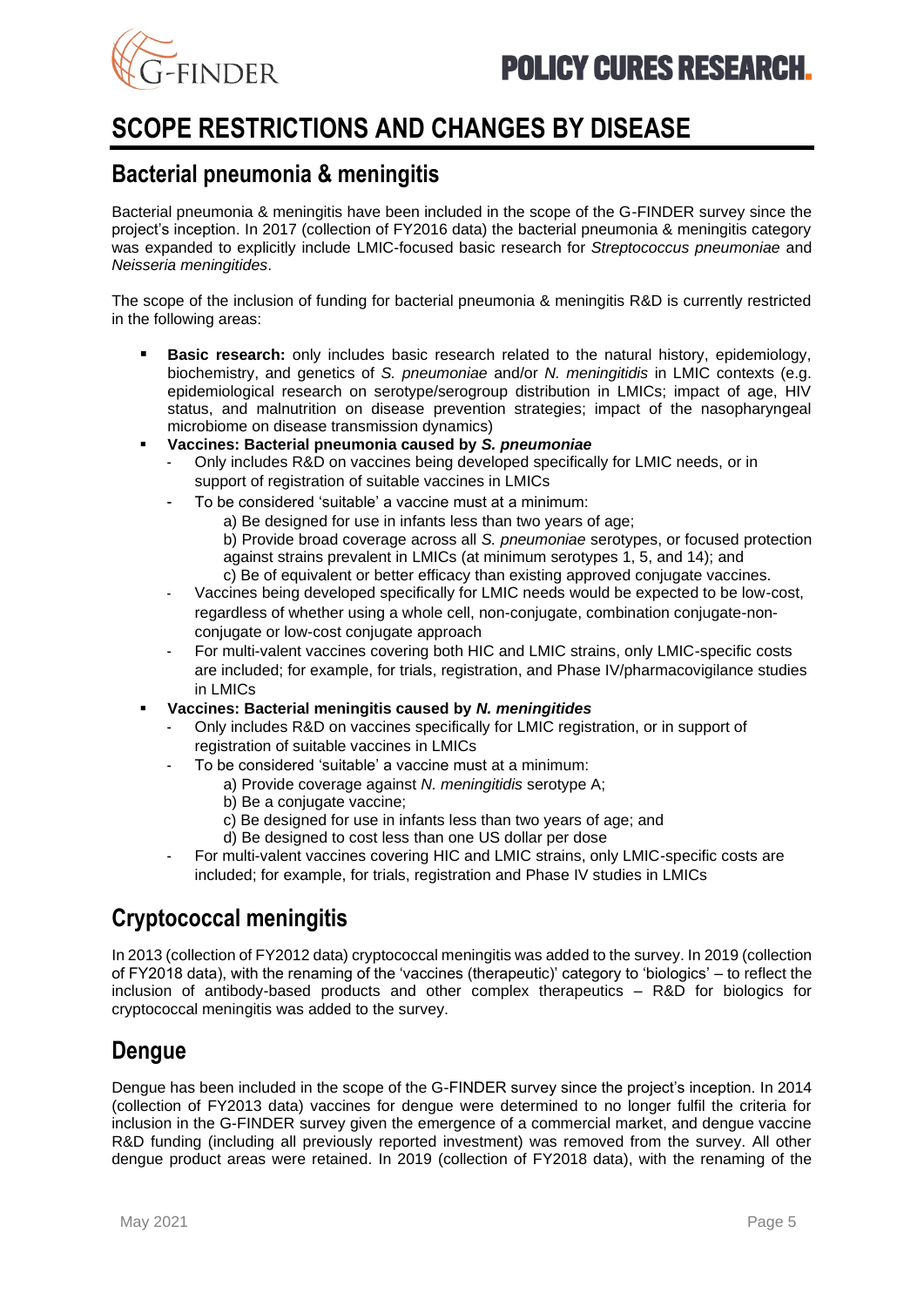# SCOPE RESTRICTIONS AND CHANGES BY DISEASE

## Bacterial pneumonia & meningitis

Bacterial pneumonia & meningitis have been included in the scope of the G-FINDER survey since the project's inception. In 2017 (collection of FY2016 data) the bacterial pneumonia & meningitis category was expanded to explicitly include LMIC-focused basic research for *Streptococcus pneumoniae* and *Neisseria meningitides*.

The scope of the inclusion of funding for bacterial pneumonia & meningitis R&D is currently restricted in the following areas:

- **Basic research:** only includes basic research related to the natural history, epidemiology, biochemistry, and genetics of *S. pneumoniae* and/or *N. meningitidis* in LMIC contexts (e.g. epidemiological research on serotype/serogroup distribution in LMICs; impact of age, HIV status, and malnutrition on disease prevention strategies; impact of the nasopharyngeal microbiome on disease transmission dynamics)
- **Vaccines: Bacterial pneumonia caused by *S. pneumoniae***
  - Only includes R&D on vaccines being developed specifically for LMIC needs, or in support of registration of suitable vaccines in LMICs
  - To be considered 'suitable' a vaccine must at a minimum:
    - a) Be designed for use in infants less than two years of age;
    - b) Provide broad coverage across all *S. pneumoniae* serotypes, or focused protection against strains prevalent in LMICs (at minimum serotypes 1, 5, and 14); and
    - c) Be of equivalent or better efficacy than existing approved conjugate vaccines.
  - Vaccines being developed specifically for LMIC needs would be expected to be low-cost, regardless of whether using a whole cell, non-conjugate, combination conjugate-non-conjugate or low-cost conjugate approach
  - For multi-valent vaccines covering both HIC and LMIC strains, only LMIC-specific costs are included; for example, for trials, registration, and Phase IV/pharmacovigilance studies in LMICs
- **Vaccines: Bacterial meningitis caused by *N. meningitides***
  - Only includes R&D on vaccines specifically for LMIC registration, or in support of registration of suitable vaccines in LMICs
  - To be considered 'suitable' a vaccine must at a minimum:
    - a) Provide coverage against *N. meningitidis* serotype A;
    - b) Be a conjugate vaccine;
    - c) Be designed for use in infants less than two years of age; and
    - d) Be designed to cost less than one US dollar per dose
  - For multi-valent vaccines covering HIC and LMIC strains, only LMIC-specific costs are included; for example, for trials, registration and Phase IV studies in LMICs

## Cryptococcal meningitis

In 2013 (collection of FY2012 data) cryptococcal meningitis was added to the survey. In 2019 (collection of FY2018 data), with the renaming of the 'vaccines (therapeutic)' category to 'biologics' – to reflect the inclusion of antibody-based products and other complex therapeutics – R&D for biologics for cryptococcal meningitis was added to the survey.

## Dengue

Dengue has been included in the scope of the G-FINDER survey since the project's inception. In 2014 (collection of FY2013 data) vaccines for dengue were determined to no longer fulfil the criteria for inclusion in the G-FINDER survey given the emergence of a commercial market, and dengue vaccine R&D funding (including all previously reported investment) was removed from the survey. All other dengue product areas were retained. In 2019 (collection of FY2018 data), with the renaming of the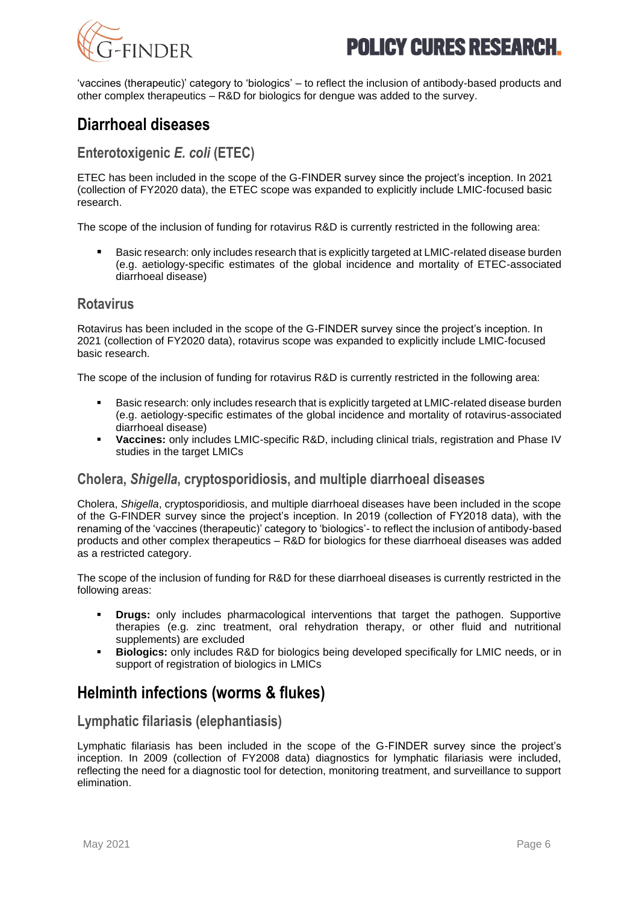'vaccines (therapeutic)' category to 'biologics' – to reflect the inclusion of antibody-based products and other complex therapeutics – R&D for biologics for dengue was added to the survey.

## Diarrhoeal diseases

### Enterotoxigenic *E. coli* (ETEC)

ETEC has been included in the scope of the G-FINDER survey since the project's inception. In 2021 (collection of FY2020 data), the ETEC scope was expanded to explicitly include LMIC-focused basic research.

The scope of the inclusion of funding for rotavirus R&D is currently restricted in the following area:

- Basic research: only includes research that is explicitly targeted at LMIC-related disease burden (e.g. aetiology-specific estimates of the global incidence and mortality of ETEC-associated diarrhoeal disease)

### Rotavirus

Rotavirus has been included in the scope of the G-FINDER survey since the project's inception. In 2021 (collection of FY2020 data), rotavirus scope was expanded to explicitly include LMIC-focused basic research.

The scope of the inclusion of funding for rotavirus R&D is currently restricted in the following area:

- Basic research: only includes research that is explicitly targeted at LMIC-related disease burden (e.g. aetiology-specific estimates of the global incidence and mortality of rotavirus-associated diarrhoeal disease)
- **Vaccines:** only includes LMIC-specific R&D, including clinical trials, registration and Phase IV studies in the target LMICs

### Cholera, *Shigella*, cryptosporidiosis, and multiple diarrhoeal diseases

Cholera, *Shigella*, cryptosporidiosis, and multiple diarrhoeal diseases have been included in the scope of the G-FINDER survey since the project's inception. In 2019 (collection of FY2018 data), with the renaming of the 'vaccines (therapeutic)' category to 'biologics'- to reflect the inclusion of antibody-based products and other complex therapeutics – R&D for biologics for these diarrhoeal diseases was added as a restricted category.

The scope of the inclusion of funding for R&D for these diarrhoeal diseases is currently restricted in the following areas:

- **Drugs:** only includes pharmacological interventions that target the pathogen. Supportive therapies (e.g. zinc treatment, oral rehydration therapy, or other fluid and nutritional supplements) are excluded
- **Biologics:** only includes R&D for biologics being developed specifically for LMIC needs, or in support of registration of biologics in LMICs

## Helminth infections (worms & flukes)

### Lymphatic filariasis (elephantiasis)

Lymphatic filariasis has been included in the scope of the G-FINDER survey since the project's inception. In 2009 (collection of FY2008 data) diagnostics for lymphatic filariasis were included, reflecting the need for a diagnostic tool for detection, monitoring treatment, and surveillance to support elimination.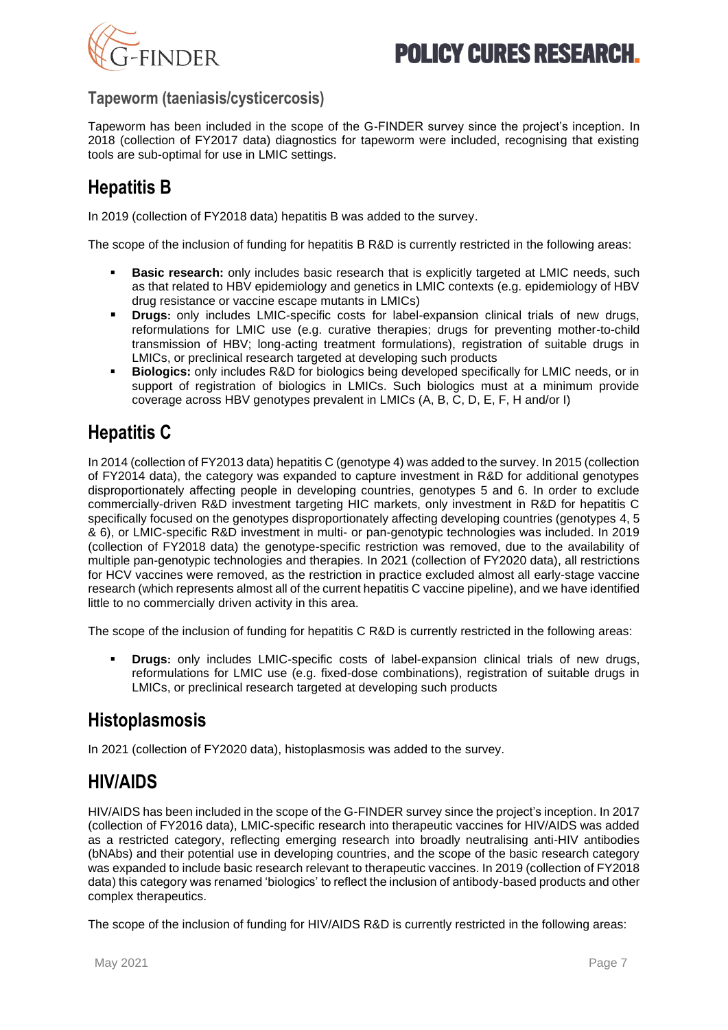### Tapeworm (taeniasis/cysticercosis)

Tapeworm has been included in the scope of the G-FINDER survey since the project's inception. In 2018 (collection of FY2017 data) diagnostics for tapeworm were included, recognising that existing tools are sub-optimal for use in LMIC settings.

## Hepatitis B

In 2019 (collection of FY2018 data) hepatitis B was added to the survey.

The scope of the inclusion of funding for hepatitis B R&D is currently restricted in the following areas:

- **Basic research:** only includes basic research that is explicitly targeted at LMIC needs, such as that related to HBV epidemiology and genetics in LMIC contexts (e.g. epidemiology of HBV drug resistance or vaccine escape mutants in LMICs)
- **Drugs:** only includes LMIC-specific costs for label-expansion clinical trials of new drugs, reformulations for LMIC use (e.g. curative therapies; drugs for preventing mother-to-child transmission of HBV; long-acting treatment formulations), registration of suitable drugs in LMICs, or preclinical research targeted at developing such products
- **Biologics:** only includes R&D for biologics being developed specifically for LMIC needs, or in support of registration of biologics in LMICs. Such biologics must at a minimum provide coverage across HBV genotypes prevalent in LMICs (A, B, C, D, E, F, H and/or I)

## Hepatitis C

In 2014 (collection of FY2013 data) hepatitis C (genotype 4) was added to the survey. In 2015 (collection of FY2014 data), the category was expanded to capture investment in R&D for additional genotypes disproportionately affecting people in developing countries, genotypes 5 and 6. In order to exclude commercially-driven R&D investment targeting HIC markets, only investment in R&D for hepatitis C specifically focused on the genotypes disproportionately affecting developing countries (genotypes 4, 5 & 6), or LMIC-specific R&D investment in multi- or pan-genotypic technologies was included. In 2019 (collection of FY2018 data) the genotype-specific restriction was removed, due to the availability of multiple pan-genotypic technologies and therapies. In 2021 (collection of FY2020 data), all restrictions for HCV vaccines were removed, as the restriction in practice excluded almost all early-stage vaccine research (which represents almost all of the current hepatitis C vaccine pipeline), and we have identified little to no commercially driven activity in this area.

The scope of the inclusion of funding for hepatitis C R&D is currently restricted in the following areas:

- **Drugs:** only includes LMIC-specific costs of label-expansion clinical trials of new drugs, reformulations for LMIC use (e.g. fixed-dose combinations), registration of suitable drugs in LMICs, or preclinical research targeted at developing such products

## Histoplasmosis

In 2021 (collection of FY2020 data), histoplasmosis was added to the survey.

## HIV/AIDS

HIV/AIDS has been included in the scope of the G-FINDER survey since the project's inception. In 2017 (collection of FY2016 data), LMIC-specific research into therapeutic vaccines for HIV/AIDS was added as a restricted category, reflecting emerging research into broadly neutralising anti-HIV antibodies (bNAbs) and their potential use in developing countries, and the scope of the basic research category was expanded to include basic research relevant to therapeutic vaccines. In 2019 (collection of FY2018 data) this category was renamed 'biologics' to reflect the inclusion of antibody-based products and other complex therapeutics.

The scope of the inclusion of funding for HIV/AIDS R&D is currently restricted in the following areas: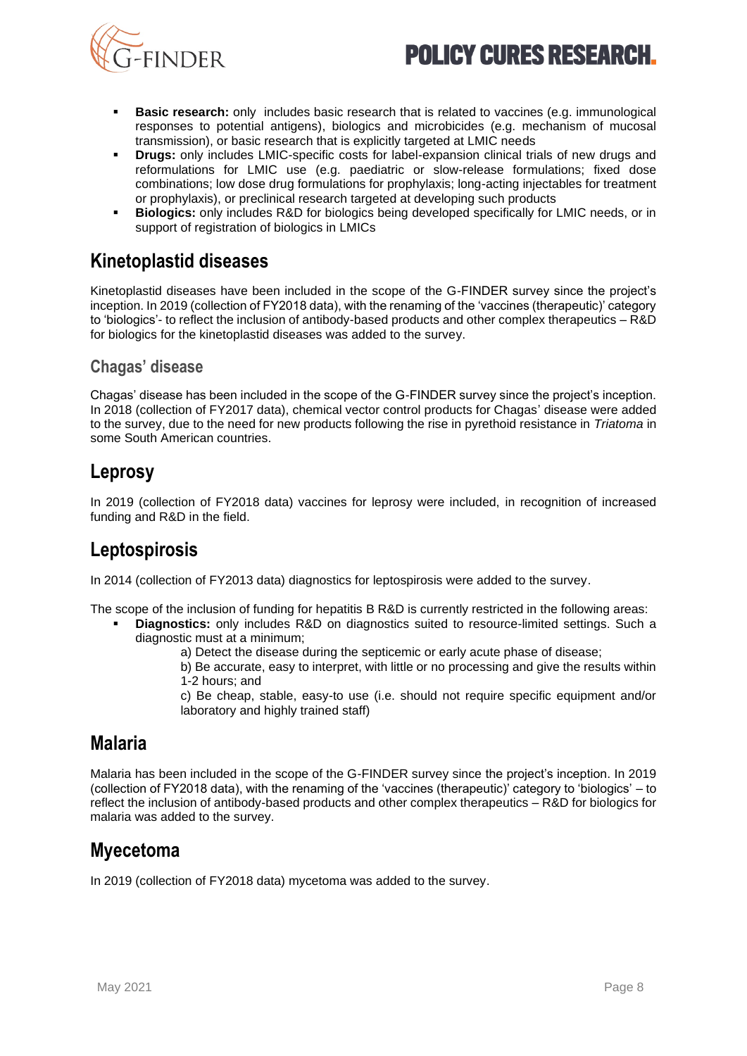- **Basic research:** only includes basic research that is related to vaccines (e.g. immunological responses to potential antigens), biologics and microbicides (e.g. mechanism of mucosal transmission), or basic research that is explicitly targeted at LMIC needs
- **Drugs:** only includes LMIC-specific costs for label-expansion clinical trials of new drugs and reformulations for LMIC use (e.g. paediatric or slow-release formulations; fixed dose combinations; low dose drug formulations for prophylaxis; long-acting injectables for treatment or prophylaxis), or preclinical research targeted at developing such products
- **Biologics:** only includes R&D for biologics being developed specifically for LMIC needs, or in support of registration of biologics in LMICs

## Kinetoplastid diseases

Kinetoplastid diseases have been included in the scope of the G-FINDER survey since the project's inception. In 2019 (collection of FY2018 data), with the renaming of the 'vaccines (therapeutic)' category to 'biologics'- to reflect the inclusion of antibody-based products and other complex therapeutics – R&D for biologics for the kinetoplastid diseases was added to the survey.

### Chagas' disease

Chagas' disease has been included in the scope of the G-FINDER survey since the project's inception. In 2018 (collection of FY2017 data), chemical vector control products for Chagas' disease were added to the survey, due to the need for new products following the rise in pyrethoid resistance in *Triatoma* in some South American countries.

## Leprosy

In 2019 (collection of FY2018 data) vaccines for leprosy were included, in recognition of increased funding and R&D in the field.

## Leptospirosis

In 2014 (collection of FY2013 data) diagnostics for leptospirosis were added to the survey.

The scope of the inclusion of funding for hepatitis B R&D is currently restricted in the following areas:

- **Diagnostics:** only includes R&D on diagnostics suited to resource-limited settings. Such a diagnostic must at a minimum;
  - a) Detect the disease during the septicemic or early acute phase of disease;
  - b) Be accurate, easy to interpret, with little or no processing and give the results within 1-2 hours; and
  - c) Be cheap, stable, easy-to use (i.e. should not require specific equipment and/or laboratory and highly trained staff)

## Malaria

Malaria has been included in the scope of the G-FINDER survey since the project's inception. In 2019 (collection of FY2018 data), with the renaming of the 'vaccines (therapeutic)' category to 'biologics' – to reflect the inclusion of antibody-based products and other complex therapeutics – R&D for biologics for malaria was added to the survey.

## Myecetoma

In 2019 (collection of FY2018 data) mycetoma was added to the survey.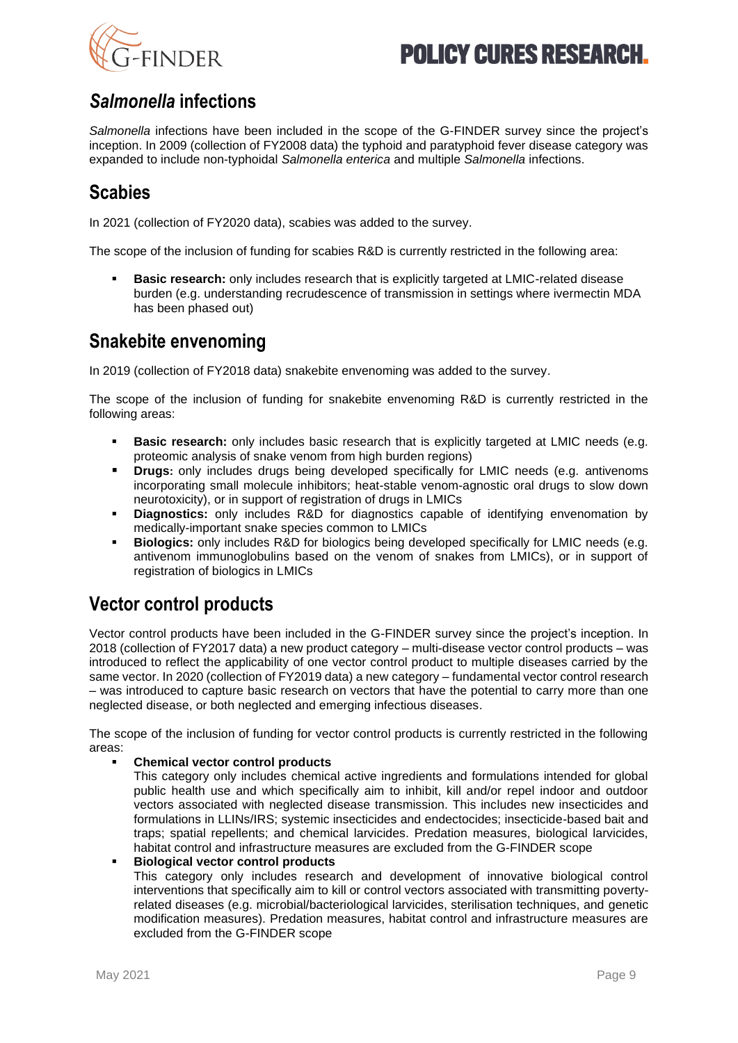## *Salmonella* infections

*Salmonella* infections have been included in the scope of the G-FINDER survey since the project's inception. In 2009 (collection of FY2008 data) the typhoid and paratyphoid fever disease category was expanded to include non-typhoidal *Salmonella enterica* and multiple *Salmonella* infections.

## Scabies

In 2021 (collection of FY2020 data), scabies was added to the survey.

The scope of the inclusion of funding for scabies R&D is currently restricted in the following area:

- **Basic research:** only includes research that is explicitly targeted at LMIC-related disease burden (e.g. understanding recrudescence of transmission in settings where ivermectin MDA has been phased out)

## Snakebite envenoming

In 2019 (collection of FY2018 data) snakebite envenoming was added to the survey.

The scope of the inclusion of funding for snakebite envenoming R&D is currently restricted in the following areas:

- **Basic research:** only includes basic research that is explicitly targeted at LMIC needs (e.g. proteomic analysis of snake venom from high burden regions)
- **Drugs:** only includes drugs being developed specifically for LMIC needs (e.g. antivenoms incorporating small molecule inhibitors; heat-stable venom-agnostic oral drugs to slow down neurotoxicity), or in support of registration of drugs in LMICs
- **Diagnostics:** only includes R&D for diagnostics capable of identifying envenomation by medically-important snake species common to LMICs
- **Biologics:** only includes R&D for biologics being developed specifically for LMIC needs (e.g. antivenom immunoglobulins based on the venom of snakes from LMICs), or in support of registration of biologics in LMICs

## Vector control products

Vector control products have been included in the G-FINDER survey since the project's inception. In 2018 (collection of FY2017 data) a new product category – multi-disease vector control products – was introduced to reflect the applicability of one vector control product to multiple diseases carried by the same vector. In 2020 (collection of FY2019 data) a new category – fundamental vector control research – was introduced to capture basic research on vectors that have the potential to carry more than one neglected disease, or both neglected and emerging infectious diseases.

The scope of the inclusion of funding for vector control products is currently restricted in the following areas:

- **Chemical vector control products**
  This category only includes chemical active ingredients and formulations intended for global public health use and which specifically aim to inhibit, kill and/or repel indoor and outdoor vectors associated with neglected disease transmission. This includes new insecticides and formulations in LLINs/IRS; systemic insecticides and endectocides; insecticide-based bait and traps; spatial repellents; and chemical larvicides. Predation measures, biological larvicides, habitat control and infrastructure measures are excluded from the G-FINDER scope
- **Biological vector control products**
  This category only includes research and development of innovative biological control interventions that specifically aim to kill or control vectors associated with transmitting poverty-related diseases (e.g. microbial/bacteriological larvicides, sterilisation techniques, and genetic modification measures). Predation measures, habitat control and infrastructure measures are excluded from the G-FINDER scope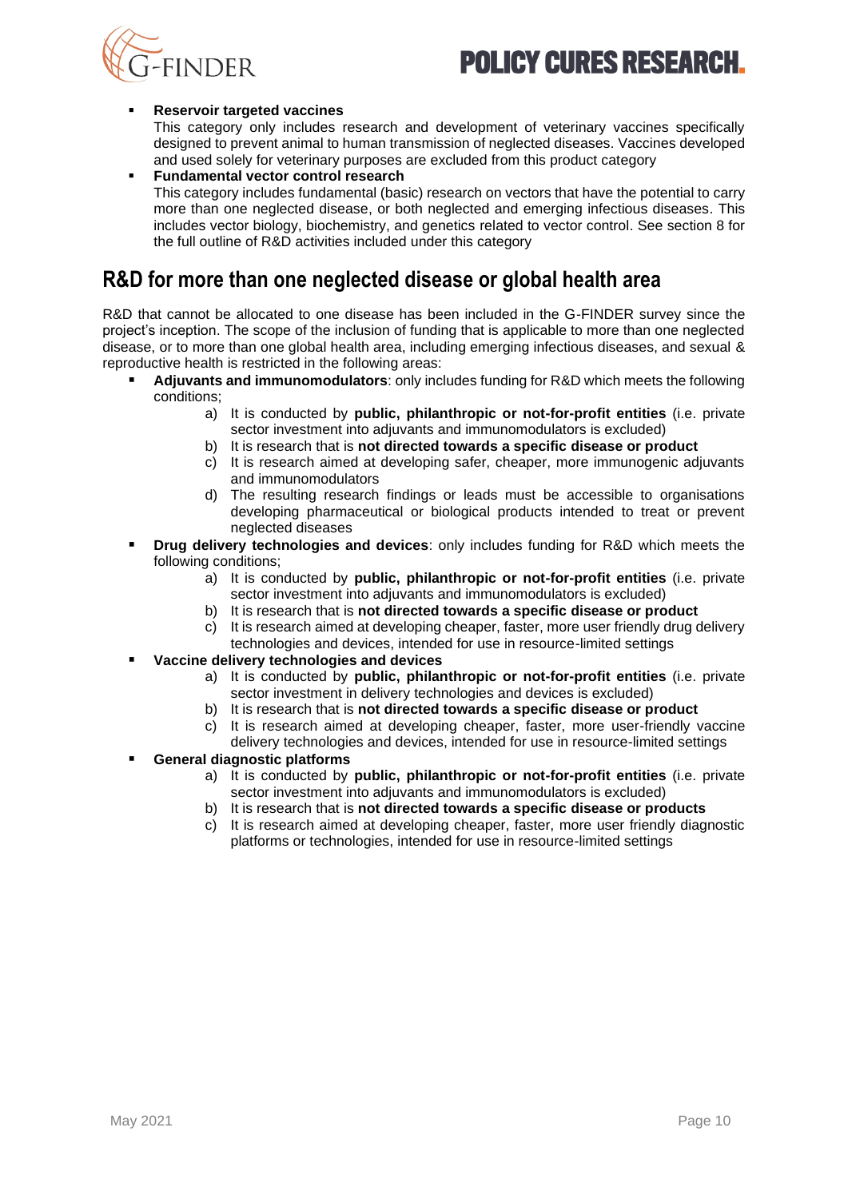- **Reservoir targeted vaccines**
  This category only includes research and development of veterinary vaccines specifically designed to prevent animal to human transmission of neglected diseases. Vaccines developed and used solely for veterinary purposes are excluded from this product category
- **Fundamental vector control research**
  This category includes fundamental (basic) research on vectors that have the potential to carry more than one neglected disease, or both neglected and emerging infectious diseases. This includes vector biology, biochemistry, and genetics related to vector control. See section 8 for the full outline of R&D activities included under this category

## R&D for more than one neglected disease or global health area

R&D that cannot be allocated to one disease has been included in the G-FINDER survey since the project's inception. The scope of the inclusion of funding that is applicable to more than one neglected disease, or to more than one global health area, including emerging infectious diseases, and sexual & reproductive health is restricted in the following areas:

- **Adjuvants and immunomodulators**: only includes funding for R&D which meets the following conditions;
  a) It is conducted by **public, philanthropic or not-for-profit entities** (i.e. private sector investment into adjuvants and immunomodulators is excluded)
  b) It is research that is **not directed towards a specific disease or product**
  c) It is research aimed at developing safer, cheaper, more immunogenic adjuvants and immunomodulators
  d) The resulting research findings or leads must be accessible to organisations developing pharmaceutical or biological products intended to treat or prevent neglected diseases
- **Drug delivery technologies and devices**: only includes funding for R&D which meets the following conditions;
  a) It is conducted by **public, philanthropic or not-for-profit entities** (i.e. private sector investment into adjuvants and immunomodulators is excluded)
  b) It is research that is **not directed towards a specific disease or product**
  c) It is research aimed at developing cheaper, faster, more user friendly drug delivery technologies and devices, intended for use in resource-limited settings
- **Vaccine delivery technologies and devices**
  a) It is conducted by **public, philanthropic or not-for-profit entities** (i.e. private sector investment in delivery technologies and devices is excluded)
  b) It is research that is **not directed towards a specific disease or product**
  c) It is research aimed at developing cheaper, faster, more user-friendly vaccine delivery technologies and devices, intended for use in resource-limited settings
- **General diagnostic platforms**
  a) It is conducted by **public, philanthropic or not-for-profit entities** (i.e. private sector investment into adjuvants and immunomodulators is excluded)
  b) It is research that is **not directed towards a specific disease or products**
  c) It is research aimed at developing cheaper, faster, more user friendly diagnostic platforms or technologies, intended for use in resource-limited settings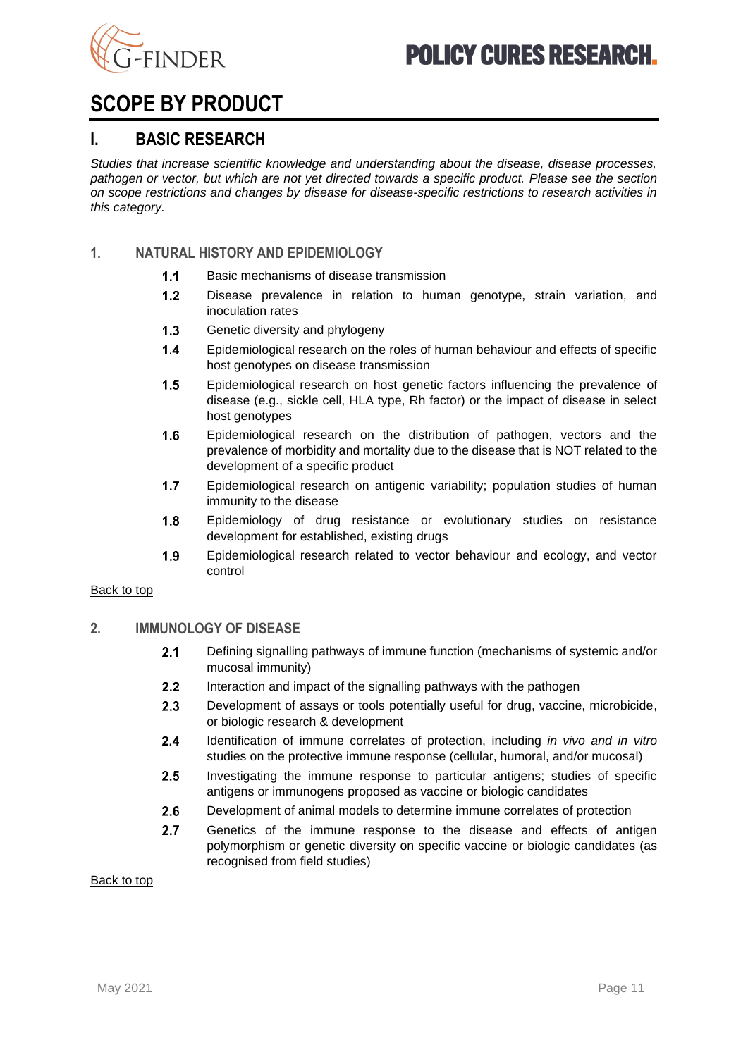# SCOPE BY PRODUCT

## I. BASIC RESEARCH

*Studies that increase scientific knowledge and understanding about the disease, disease processes, pathogen or vector, but which are not yet directed towards a specific product. Please see the section on scope restrictions and changes by disease for disease-specific restrictions to research activities in this category.*

### 1. NATURAL HISTORY AND EPIDEMIOLOGY

- **1.1** Basic mechanisms of disease transmission
- **1.2** Disease prevalence in relation to human genotype, strain variation, and inoculation rates
- **1.3** Genetic diversity and phylogeny
- **1.4** Epidemiological research on the roles of human behaviour and effects of specific host genotypes on disease transmission
- **1.5** Epidemiological research on host genetic factors influencing the prevalence of disease (e.g., sickle cell, HLA type, Rh factor) or the impact of disease in select host genotypes
- **1.6** Epidemiological research on the distribution of pathogen, vectors and the prevalence of morbidity and mortality due to the disease that is NOT related to the development of a specific product
- **1.7** Epidemiological research on antigenic variability; population studies of human immunity to the disease
- **1.8** Epidemiology of drug resistance or evolutionary studies on resistance development for established, existing drugs
- **1.9** Epidemiological research related to vector behaviour and ecology, and vector control

Back to top

### 2. IMMUNOLOGY OF DISEASE

- **2.1** Defining signalling pathways of immune function (mechanisms of systemic and/or mucosal immunity)
- **2.2** Interaction and impact of the signalling pathways with the pathogen
- **2.3** Development of assays or tools potentially useful for drug, vaccine, microbicide, or biologic research & development
- **2.4** Identification of immune correlates of protection, including *in vivo and in vitro* studies on the protective immune response (cellular, humoral, and/or mucosal)
- **2.5** Investigating the immune response to particular antigens; studies of specific antigens or immunogens proposed as vaccine or biologic candidates
- **2.6** Development of animal models to determine immune correlates of protection
- **2.7** Genetics of the immune response to the disease and effects of antigen polymorphism or genetic diversity on specific vaccine or biologic candidates (as recognised from field studies)

Back to top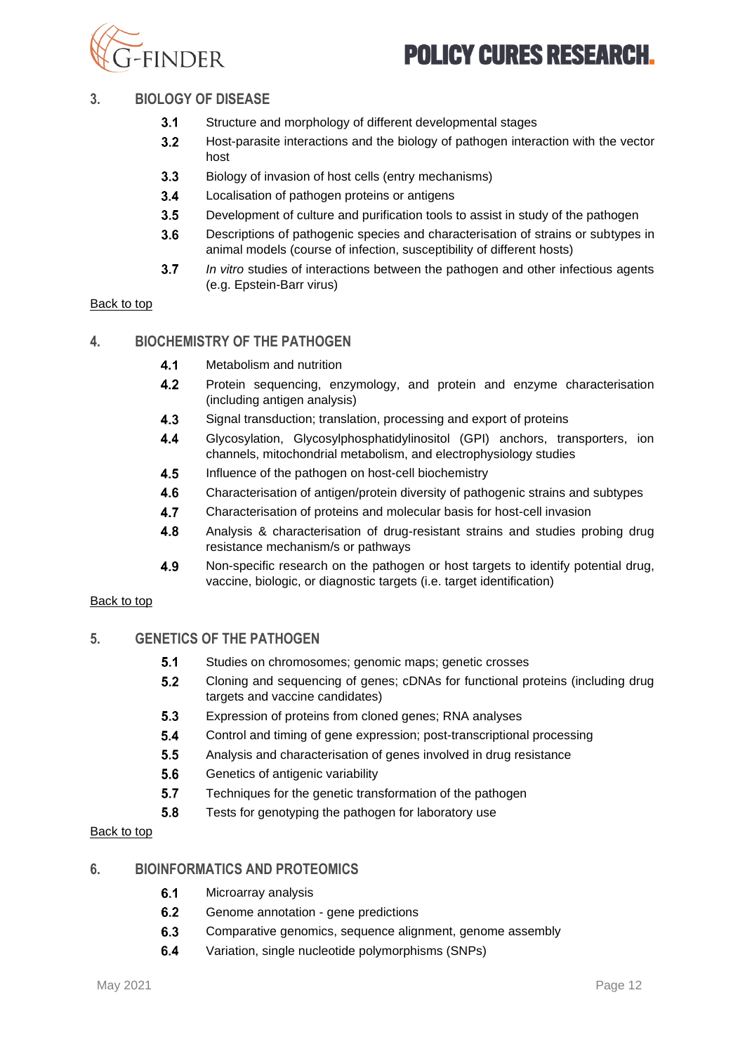## 3. BIOLOGY OF DISEASE

- **3.1** Structure and morphology of different developmental stages
- **3.2** Host-parasite interactions and the biology of pathogen interaction with the vector host
- **3.3** Biology of invasion of host cells (entry mechanisms)
- **3.4** Localisation of pathogen proteins or antigens
- **3.5** Development of culture and purification tools to assist in study of the pathogen
- **3.6** Descriptions of pathogenic species and characterisation of strains or subtypes in animal models (course of infection, susceptibility of different hosts)
- **3.7** *In vitro* studies of interactions between the pathogen and other infectious agents (e.g. Epstein-Barr virus)

Back to top

## 4. BIOCHEMISTRY OF THE PATHOGEN

- **4.1** Metabolism and nutrition
- **4.2** Protein sequencing, enzymology, and protein and enzyme characterisation (including antigen analysis)
- **4.3** Signal transduction; translation, processing and export of proteins
- **4.4** Glycosylation, Glycosylphosphatidylinositol (GPI) anchors, transporters, ion channels, mitochondrial metabolism, and electrophysiology studies
- **4.5** Influence of the pathogen on host-cell biochemistry
- **4.6** Characterisation of antigen/protein diversity of pathogenic strains and subtypes
- **4.7** Characterisation of proteins and molecular basis for host-cell invasion
- **4.8** Analysis & characterisation of drug-resistant strains and studies probing drug resistance mechanism/s or pathways
- **4.9** Non-specific research on the pathogen or host targets to identify potential drug, vaccine, biologic, or diagnostic targets (i.e. target identification)

Back to top

## 5. GENETICS OF THE PATHOGEN

- **5.1** Studies on chromosomes; genomic maps; genetic crosses
- **5.2** Cloning and sequencing of genes; cDNAs for functional proteins (including drug targets and vaccine candidates)
- **5.3** Expression of proteins from cloned genes; RNA analyses
- **5.4** Control and timing of gene expression; post-transcriptional processing
- **5.5** Analysis and characterisation of genes involved in drug resistance
- **5.6** Genetics of antigenic variability
- **5.7** Techniques for the genetic transformation of the pathogen
- **5.8** Tests for genotyping the pathogen for laboratory use

Back to top

## 6. BIOINFORMATICS AND PROTEOMICS

- **6.1** Microarray analysis
- **6.2** Genome annotation - gene predictions
- **6.3** Comparative genomics, sequence alignment, genome assembly
- **6.4** Variation, single nucleotide polymorphisms (SNPs)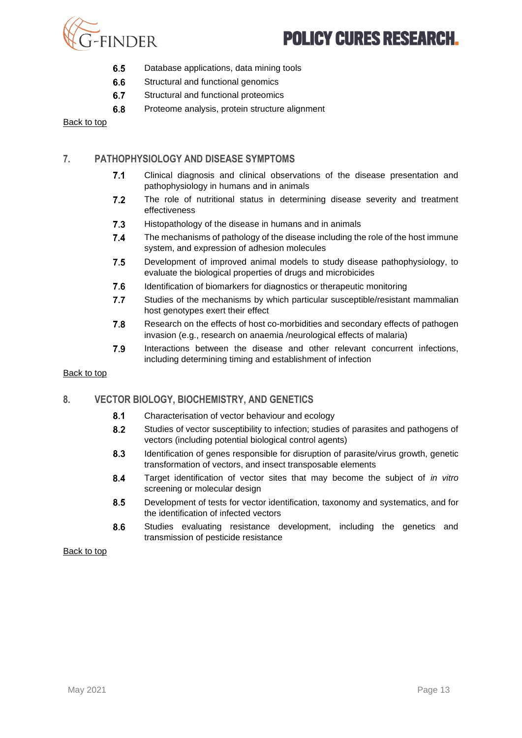6.5 Database applications, data mining tools

6.6 Structural and functional genomics

6.7 Structural and functional proteomics

6.8 Proteome analysis, protein structure alignment

Back to top

## 7. PATHOPHYSIOLOGY AND DISEASE SYMPTOMS

7.1 Clinical diagnosis and clinical observations of the disease presentation and pathophysiology in humans and in animals

7.2 The role of nutritional status in determining disease severity and treatment effectiveness

7.3 Histopathology of the disease in humans and in animals

7.4 The mechanisms of pathology of the disease including the role of the host immune system, and expression of adhesion molecules

7.5 Development of improved animal models to study disease pathophysiology, to evaluate the biological properties of drugs and microbicides

7.6 Identification of biomarkers for diagnostics or therapeutic monitoring

7.7 Studies of the mechanisms by which particular susceptible/resistant mammalian host genotypes exert their effect

7.8 Research on the effects of host co-morbidities and secondary effects of pathogen invasion (e.g., research on anaemia /neurological effects of malaria)

7.9 Interactions between the disease and other relevant concurrent infections, including determining timing and establishment of infection

Back to top

## 8. VECTOR BIOLOGY, BIOCHEMISTRY, AND GENETICS

8.1 Characterisation of vector behaviour and ecology

8.2 Studies of vector susceptibility to infection; studies of parasites and pathogens of vectors (including potential biological control agents)

8.3 Identification of genes responsible for disruption of parasite/virus growth, genetic transformation of vectors, and insect transposable elements

8.4 Target identification of vector sites that may become the subject of *in vitro* screening or molecular design

8.5 Development of tests for vector identification, taxonomy and systematics, and for the identification of infected vectors

8.6 Studies evaluating resistance development, including the genetics and transmission of pesticide resistance

Back to top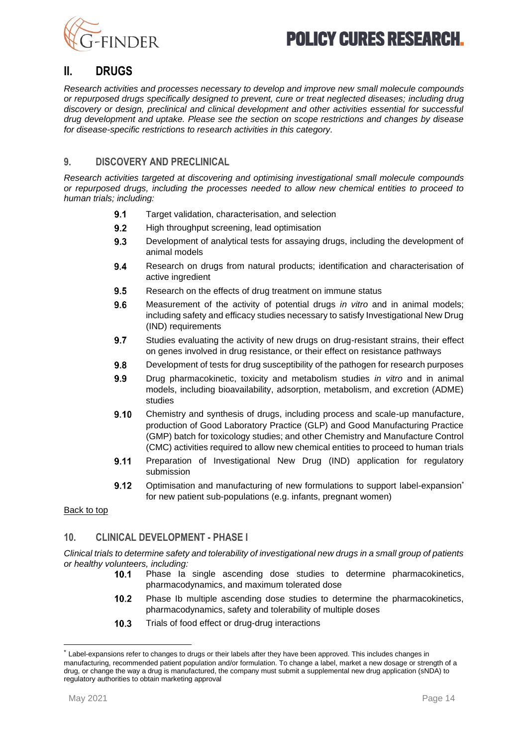## II. DRUGS

*Research activities and processes necessary to develop and improve new small molecule compounds or repurposed drugs specifically designed to prevent, cure or treat neglected diseases; including drug discovery or design, preclinical and clinical development and other activities essential for successful drug development and uptake. Please see the section on scope restrictions and changes by disease for disease-specific restrictions to research activities in this category.*

### 9. DISCOVERY AND PRECLINICAL

*Research activities targeted at discovering and optimising investigational small molecule compounds or repurposed drugs, including the processes needed to allow new chemical entities to proceed to human trials; including:*

- **9.1** Target validation, characterisation, and selection
- **9.2** High throughput screening, lead optimisation
- **9.3** Development of analytical tests for assaying drugs, including the development of animal models
- **9.4** Research on drugs from natural products; identification and characterisation of active ingredient
- **9.5** Research on the effects of drug treatment on immune status
- **9.6** Measurement of the activity of potential drugs *in vitro* and in animal models; including safety and efficacy studies necessary to satisfy Investigational New Drug (IND) requirements
- **9.7** Studies evaluating the activity of new drugs on drug-resistant strains, their effect on genes involved in drug resistance, or their effect on resistance pathways
- **9.8** Development of tests for drug susceptibility of the pathogen for research purposes
- **9.9** Drug pharmacokinetic, toxicity and metabolism studies *in vitro* and in animal models, including bioavailability, adsorption, metabolism, and excretion (ADME) studies
- **9.10** Chemistry and synthesis of drugs, including process and scale-up manufacture, production of Good Laboratory Practice (GLP) and Good Manufacturing Practice (GMP) batch for toxicology studies; and other Chemistry and Manufacture Control (CMC) activities required to allow new chemical entities to proceed to human trials
- **9.11** Preparation of Investigational New Drug (IND) application for regulatory submission
- **9.12** Optimisation and manufacturing of new formulations to support label-expansion* for new patient sub-populations (e.g. infants, pregnant women)

Back to top

### 10. CLINICAL DEVELOPMENT - PHASE I

*Clinical trials to determine safety and tolerability of investigational new drugs in a small group of patients or healthy volunteers, including:*

- **10.1** Phase Ia single ascending dose studies to determine pharmacokinetics, pharmacodynamics, and maximum tolerated dose
- **10.2** Phase Ib multiple ascending dose studies to determine the pharmacokinetics, pharmacodynamics, safety and tolerability of multiple doses
- **10.3** Trials of food effect or drug-drug interactions

---

* Label-expansions refer to changes to drugs or their labels after they have been approved. This includes changes in manufacturing, recommended patient population and/or formulation. To change a label, market a new dosage or strength of a drug, or change the way a drug is manufactured, the company must submit a supplemental new drug application (sNDA) to regulatory authorities to obtain marketing approval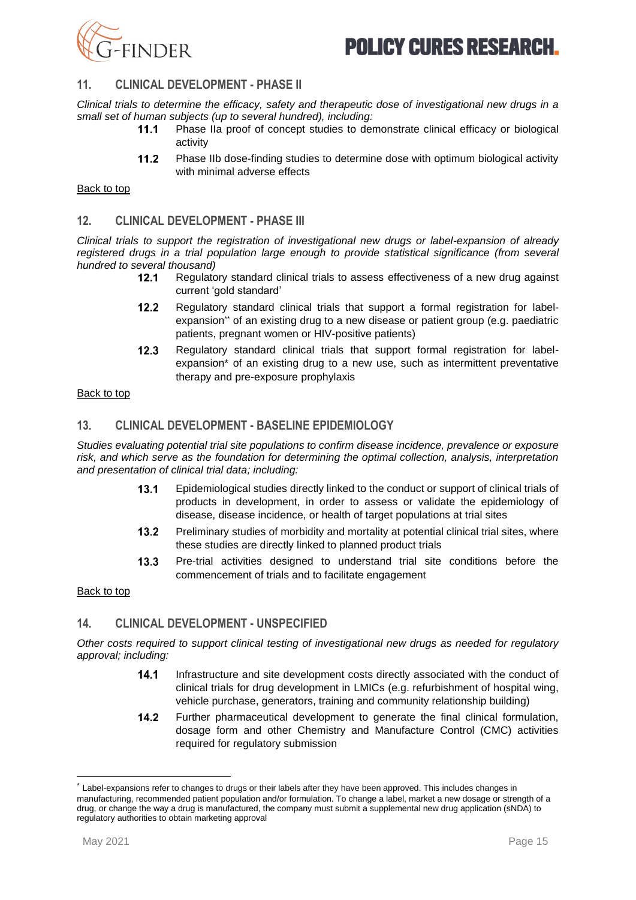## 11. CLINICAL DEVELOPMENT - PHASE II

*Clinical trials to determine the efficacy, safety and therapeutic dose of investigational new drugs in a small set of human subjects (up to several hundred), including:*

- **11.1** Phase IIa proof of concept studies to demonstrate clinical efficacy or biological activity
- **11.2** Phase IIb dose-finding studies to determine dose with optimum biological activity with minimal adverse effects

Back to top

## 12. CLINICAL DEVELOPMENT - PHASE III

*Clinical trials to support the registration of investigational new drugs or label-expansion of already registered drugs in a trial population large enough to provide statistical significance (from several hundred to several thousand)*

- **12.1** Regulatory standard clinical trials to assess effectiveness of a new drug against current 'gold standard'
- **12.2** Regulatory standard clinical trials that support a formal registration for label-expansion[**] of an existing drug to a new disease or patient group (e.g. paediatric patients, pregnant women or HIV-positive patients)
- **12.3** Regulatory standard clinical trials that support formal registration for label-expansion* of an existing drug to a new use, such as intermittent preventative therapy and pre-exposure prophylaxis

Back to top

## 13. CLINICAL DEVELOPMENT - BASELINE EPIDEMIOLOGY

*Studies evaluating potential trial site populations to confirm disease incidence, prevalence or exposure risk, and which serve as the foundation for determining the optimal collection, analysis, interpretation and presentation of clinical trial data; including:*

- **13.1** Epidemiological studies directly linked to the conduct or support of clinical trials of products in development, in order to assess or validate the epidemiology of disease, disease incidence, or health of target populations at trial sites
- **13.2** Preliminary studies of morbidity and mortality at potential clinical trial sites, where these studies are directly linked to planned product trials
- **13.3** Pre-trial activities designed to understand trial site conditions before the commencement of trials and to facilitate engagement

Back to top

## 14. CLINICAL DEVELOPMENT - UNSPECIFIED

*Other costs required to support clinical testing of investigational new drugs as needed for regulatory approval; including:*

- **14.1** Infrastructure and site development costs directly associated with the conduct of clinical trials for drug development in LMICs (e.g. refurbishment of hospital wing, vehicle purchase, generators, training and community relationship building)
- **14.2** Further pharmaceutical development to generate the final clinical formulation, dosage form and other Chemistry and Manufacture Control (CMC) activities required for regulatory submission

---

[*] Label-expansions refer to changes to drugs or their labels after they have been approved. This includes changes in manufacturing, recommended patient population and/or formulation. To change a label, market a new dosage or strength of a drug, or change the way a drug is manufactured, the company must submit a supplemental new drug application (sNDA) to regulatory authorities to obtain marketing approval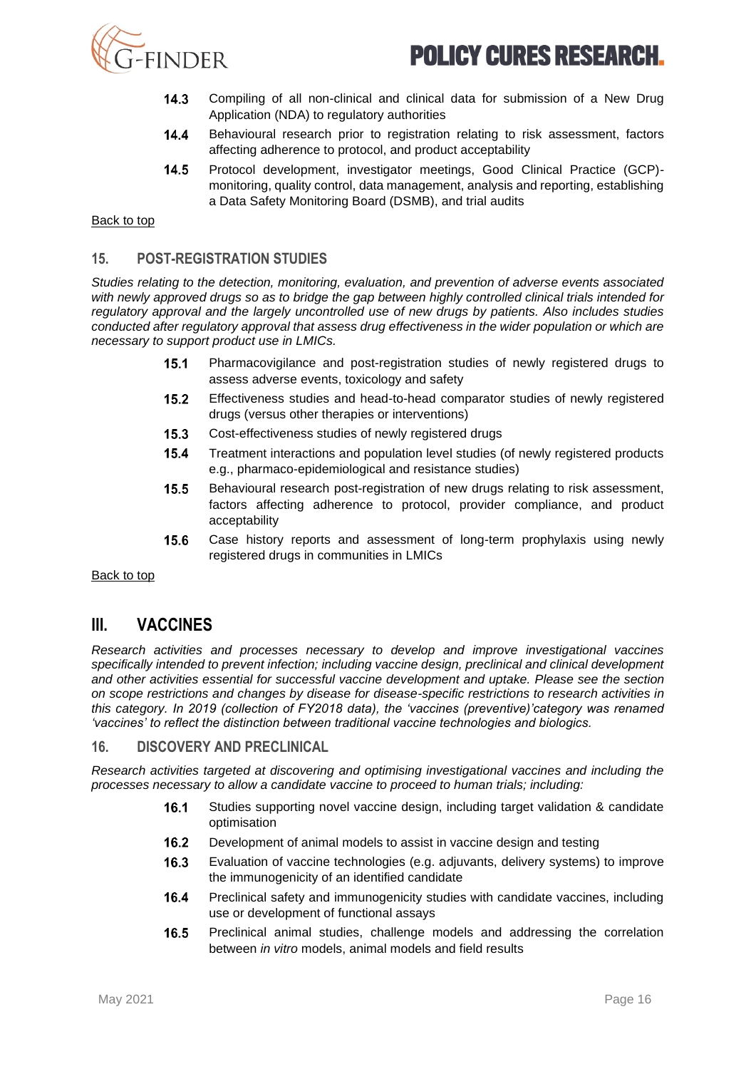**14.3** Compiling of all non-clinical and clinical data for submission of a New Drug Application (NDA) to regulatory authorities

**14.4** Behavioural research prior to registration relating to risk assessment, factors affecting adherence to protocol, and product acceptability

**14.5** Protocol development, investigator meetings, Good Clinical Practice (GCP)-monitoring, quality control, data management, analysis and reporting, establishing a Data Safety Monitoring Board (DSMB), and trial audits

Back to top

### 15. POST-REGISTRATION STUDIES

*Studies relating to the detection, monitoring, evaluation, and prevention of adverse events associated with newly approved drugs so as to bridge the gap between highly controlled clinical trials intended for regulatory approval and the largely uncontrolled use of new drugs by patients. Also includes studies conducted after regulatory approval that assess drug effectiveness in the wider population or which are necessary to support product use in LMICs.*

**15.1** Pharmacovigilance and post-registration studies of newly registered drugs to assess adverse events, toxicology and safety

**15.2** Effectiveness studies and head-to-head comparator studies of newly registered drugs (versus other therapies or interventions)

**15.3** Cost-effectiveness studies of newly registered drugs

**15.4** Treatment interactions and population level studies (of newly registered products e.g., pharmaco-epidemiological and resistance studies)

**15.5** Behavioural research post-registration of new drugs relating to risk assessment, factors affecting adherence to protocol, provider compliance, and product acceptability

**15.6** Case history reports and assessment of long-term prophylaxis using newly registered drugs in communities in LMICs

Back to top

## III. VACCINES

*Research activities and processes necessary to develop and improve investigational vaccines specifically intended to prevent infection; including vaccine design, preclinical and clinical development and other activities essential for successful vaccine development and uptake. Please see the section on scope restrictions and changes by disease for disease-specific restrictions to research activities in this category. In 2019 (collection of FY2018 data), the 'vaccines (preventive)'category was renamed 'vaccines' to reflect the distinction between traditional vaccine technologies and biologics.*

### 16. DISCOVERY AND PRECLINICAL

*Research activities targeted at discovering and optimising investigational vaccines and including the processes necessary to allow a candidate vaccine to proceed to human trials; including:*

**16.1** Studies supporting novel vaccine design, including target validation & candidate optimisation

**16.2** Development of animal models to assist in vaccine design and testing

**16.3** Evaluation of vaccine technologies (e.g. adjuvants, delivery systems) to improve the immunogenicity of an identified candidate

**16.4** Preclinical safety and immunogenicity studies with candidate vaccines, including use or development of functional assays

**16.5** Preclinical animal studies, challenge models and addressing the correlation between *in vitro* models, animal models and field results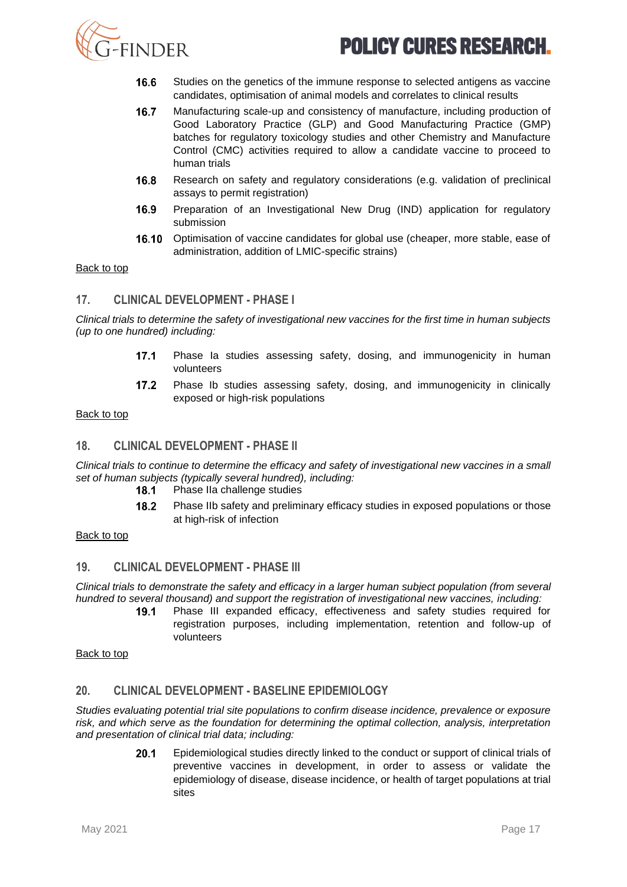**16.6** Studies on the genetics of the immune response to selected antigens as vaccine candidates, optimisation of animal models and correlates to clinical results

**16.7** Manufacturing scale-up and consistency of manufacture, including production of Good Laboratory Practice (GLP) and Good Manufacturing Practice (GMP) batches for regulatory toxicology studies and other Chemistry and Manufacture Control (CMC) activities required to allow a candidate vaccine to proceed to human trials

**16.8** Research on safety and regulatory considerations (e.g. validation of preclinical assays to permit registration)

**16.9** Preparation of an Investigational New Drug (IND) application for regulatory submission

**16.10** Optimisation of vaccine candidates for global use (cheaper, more stable, ease of administration, addition of LMIC-specific strains)

Back to top

## 17. CLINICAL DEVELOPMENT - PHASE I

*Clinical trials to determine the safety of investigational new vaccines for the first time in human subjects (up to one hundred) including:*

**17.1** Phase Ia studies assessing safety, dosing, and immunogenicity in human volunteers

**17.2** Phase Ib studies assessing safety, dosing, and immunogenicity in clinically exposed or high-risk populations

Back to top

## 18. CLINICAL DEVELOPMENT - PHASE II

*Clinical trials to continue to determine the efficacy and safety of investigational new vaccines in a small set of human subjects (typically several hundred), including:*

**18.1** Phase IIa challenge studies

**18.2** Phase IIb safety and preliminary efficacy studies in exposed populations or those at high-risk of infection

Back to top

## 19. CLINICAL DEVELOPMENT - PHASE III

*Clinical trials to demonstrate the safety and efficacy in a larger human subject population (from several hundred to several thousand) and support the registration of investigational new vaccines, including:*

**19.1** Phase III expanded efficacy, effectiveness and safety studies required for registration purposes, including implementation, retention and follow-up of volunteers

Back to top

## 20. CLINICAL DEVELOPMENT - BASELINE EPIDEMIOLOGY

*Studies evaluating potential trial site populations to confirm disease incidence, prevalence or exposure risk, and which serve as the foundation for determining the optimal collection, analysis, interpretation and presentation of clinical trial data; including:*

**20.1** Epidemiological studies directly linked to the conduct or support of clinical trials of preventive vaccines in development, in order to assess or validate the epidemiology of disease, disease incidence, or health of target populations at trial sites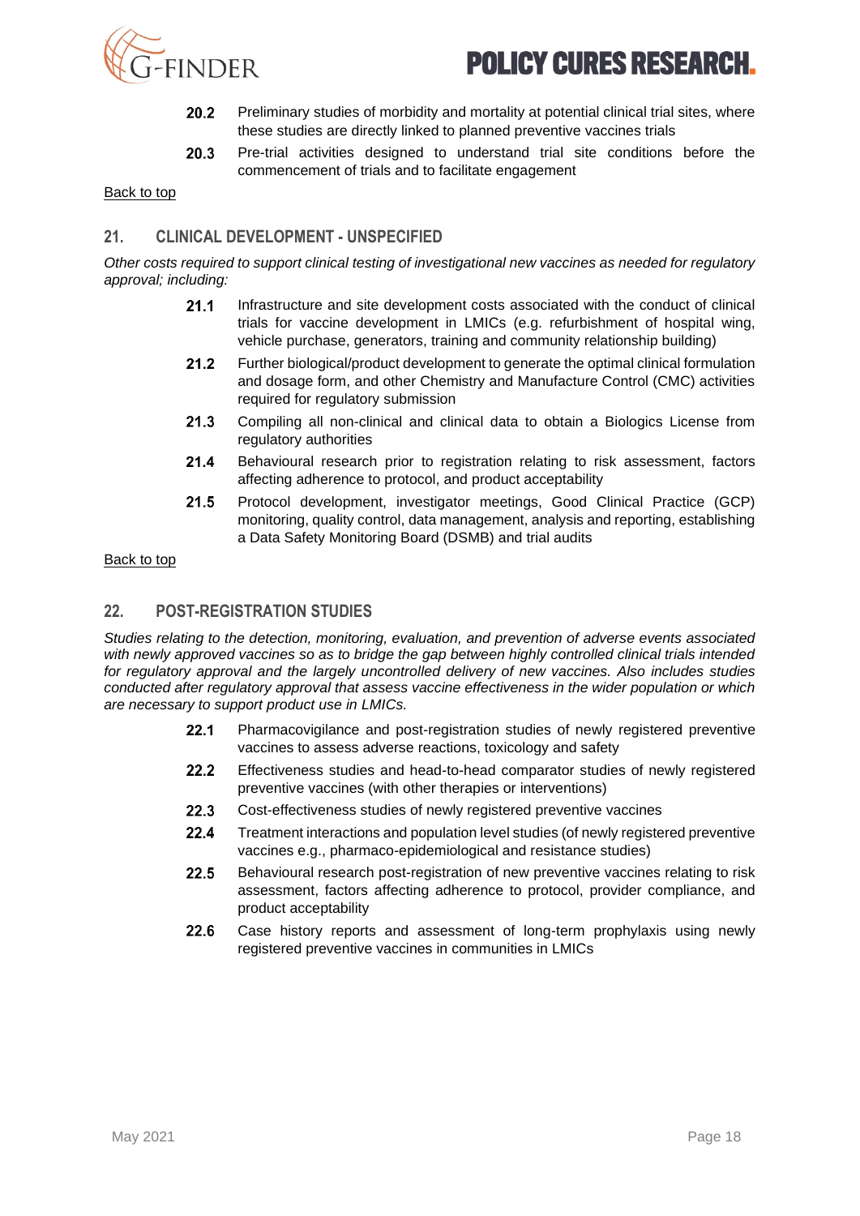**20.2** Preliminary studies of morbidity and mortality at potential clinical trial sites, where these studies are directly linked to planned preventive vaccines trials

**20.3** Pre-trial activities designed to understand trial site conditions before the commencement of trials and to facilitate engagement

Back to top

## 21. CLINICAL DEVELOPMENT - UNSPECIFIED

*Other costs required to support clinical testing of investigational new vaccines as needed for regulatory approval; including:*

**21.1** Infrastructure and site development costs associated with the conduct of clinical trials for vaccine development in LMICs (e.g. refurbishment of hospital wing, vehicle purchase, generators, training and community relationship building)

**21.2** Further biological/product development to generate the optimal clinical formulation and dosage form, and other Chemistry and Manufacture Control (CMC) activities required for regulatory submission

**21.3** Compiling all non-clinical and clinical data to obtain a Biologics License from regulatory authorities

**21.4** Behavioural research prior to registration relating to risk assessment, factors affecting adherence to protocol, and product acceptability

**21.5** Protocol development, investigator meetings, Good Clinical Practice (GCP) monitoring, quality control, data management, analysis and reporting, establishing a Data Safety Monitoring Board (DSMB) and trial audits

Back to top

## 22. POST-REGISTRATION STUDIES

*Studies relating to the detection, monitoring, evaluation, and prevention of adverse events associated with newly approved vaccines so as to bridge the gap between highly controlled clinical trials intended for regulatory approval and the largely uncontrolled delivery of new vaccines. Also includes studies conducted after regulatory approval that assess vaccine effectiveness in the wider population or which are necessary to support product use in LMICs.*

**22.1** Pharmacovigilance and post-registration studies of newly registered preventive vaccines to assess adverse reactions, toxicology and safety

**22.2** Effectiveness studies and head-to-head comparator studies of newly registered preventive vaccines (with other therapies or interventions)

**22.3** Cost-effectiveness studies of newly registered preventive vaccines

**22.4** Treatment interactions and population level studies (of newly registered preventive vaccines e.g., pharmaco-epidemiological and resistance studies)

**22.5** Behavioural research post-registration of new preventive vaccines relating to risk assessment, factors affecting adherence to protocol, provider compliance, and product acceptability

**22.6** Case history reports and assessment of long-term prophylaxis using newly registered preventive vaccines in communities in LMICs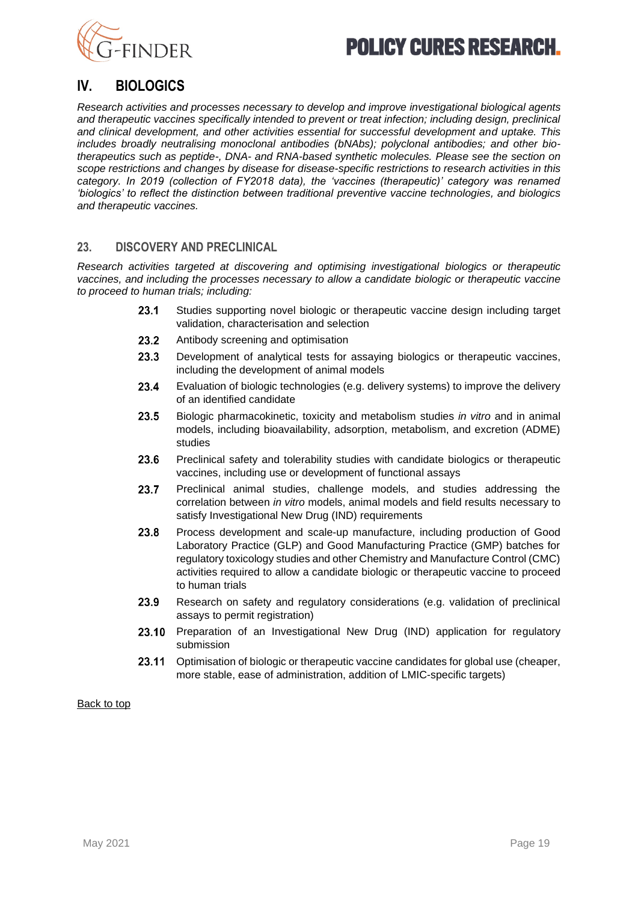# IV. BIOLOGICS

*Research activities and processes necessary to develop and improve investigational biological agents and therapeutic vaccines specifically intended to prevent or treat infection; including design, preclinical and clinical development, and other activities essential for successful development and uptake. This includes broadly neutralising monoclonal antibodies (bNAbs); polyclonal antibodies; and other bio-therapeutics such as peptide-, DNA- and RNA-based synthetic molecules. Please see the section on scope restrictions and changes by disease for disease-specific restrictions to research activities in this category. In 2019 (collection of FY2018 data), the 'vaccines (therapeutic)' category was renamed 'biologics' to reflect the distinction between traditional preventive vaccine technologies, and biologics and therapeutic vaccines.*

## 23. DISCOVERY AND PRECLINICAL

*Research activities targeted at discovering and optimising investigational biologics or therapeutic vaccines, and including the processes necessary to allow a candidate biologic or therapeutic vaccine to proceed to human trials; including:*

- **23.1** Studies supporting novel biologic or therapeutic vaccine design including target validation, characterisation and selection
- **23.2** Antibody screening and optimisation
- **23.3** Development of analytical tests for assaying biologics or therapeutic vaccines, including the development of animal models
- **23.4** Evaluation of biologic technologies (e.g. delivery systems) to improve the delivery of an identified candidate
- **23.5** Biologic pharmacokinetic, toxicity and metabolism studies *in vitro* and in animal models, including bioavailability, adsorption, metabolism, and excretion (ADME) studies
- **23.6** Preclinical safety and tolerability studies with candidate biologics or therapeutic vaccines, including use or development of functional assays
- **23.7** Preclinical animal studies, challenge models, and studies addressing the correlation between *in vitro* models, animal models and field results necessary to satisfy Investigational New Drug (IND) requirements
- **23.8** Process development and scale-up manufacture, including production of Good Laboratory Practice (GLP) and Good Manufacturing Practice (GMP) batches for regulatory toxicology studies and other Chemistry and Manufacture Control (CMC) activities required to allow a candidate biologic or therapeutic vaccine to proceed to human trials
- **23.9** Research on safety and regulatory considerations (e.g. validation of preclinical assays to permit registration)
- **23.10** Preparation of an Investigational New Drug (IND) application for regulatory submission
- **23.11** Optimisation of biologic or therapeutic vaccine candidates for global use (cheaper, more stable, ease of administration, addition of LMIC-specific targets)

Back to top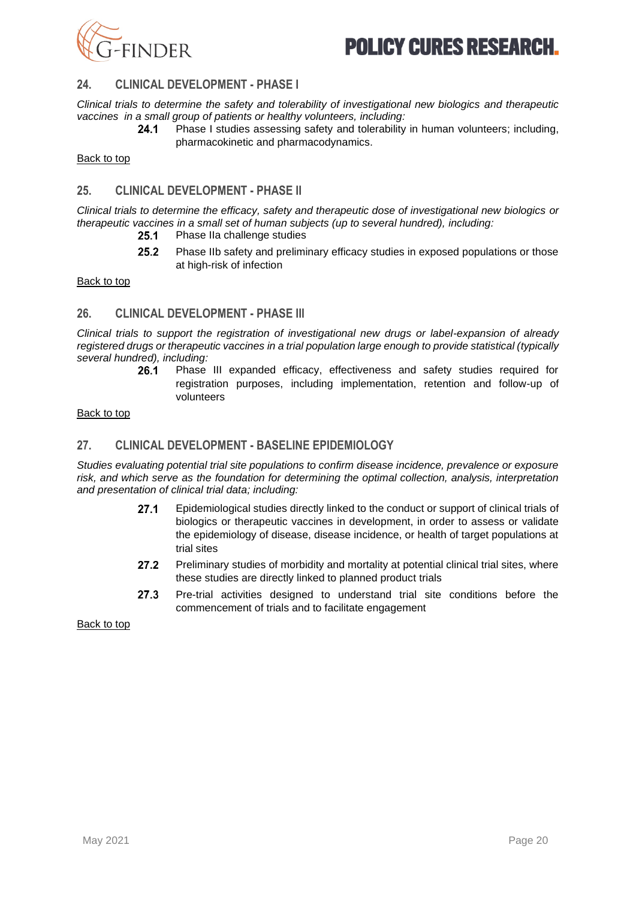## 24. CLINICAL DEVELOPMENT - PHASE I

*Clinical trials to determine the safety and tolerability of investigational new biologics and therapeutic vaccines in a small group of patients or healthy volunteers, including:*

**24.1** Phase I studies assessing safety and tolerability in human volunteers; including, pharmacokinetic and pharmacodynamics.

Back to top

## 25. CLINICAL DEVELOPMENT - PHASE II

*Clinical trials to determine the efficacy, safety and therapeutic dose of investigational new biologics or therapeutic vaccines in a small set of human subjects (up to several hundred), including:*

**25.1** Phase IIa challenge studies

**25.2** Phase IIb safety and preliminary efficacy studies in exposed populations or those at high-risk of infection

Back to top

## 26. CLINICAL DEVELOPMENT - PHASE III

*Clinical trials to support the registration of investigational new drugs or label-expansion of already registered drugs or therapeutic vaccines in a trial population large enough to provide statistical (typically several hundred), including:*

**26.1** Phase III expanded efficacy, effectiveness and safety studies required for registration purposes, including implementation, retention and follow-up of volunteers

Back to top

## 27. CLINICAL DEVELOPMENT - BASELINE EPIDEMIOLOGY

*Studies evaluating potential trial site populations to confirm disease incidence, prevalence or exposure risk, and which serve as the foundation for determining the optimal collection, analysis, interpretation and presentation of clinical trial data; including:*

**27.1** Epidemiological studies directly linked to the conduct or support of clinical trials of biologics or therapeutic vaccines in development, in order to assess or validate the epidemiology of disease, disease incidence, or health of target populations at trial sites

**27.2** Preliminary studies of morbidity and mortality at potential clinical trial sites, where these studies are directly linked to planned product trials

**27.3** Pre-trial activities designed to understand trial site conditions before the commencement of trials and to facilitate engagement

Back to top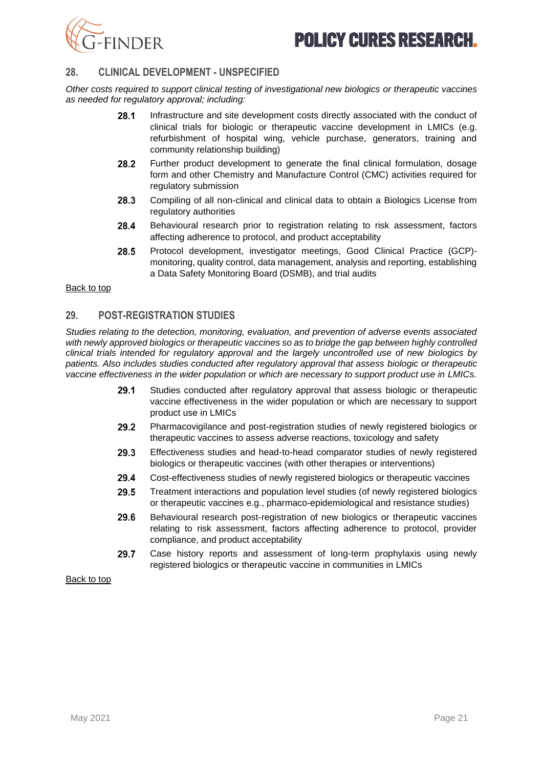## 28. CLINICAL DEVELOPMENT - UNSPECIFIED

*Other costs required to support clinical testing of investigational new biologics or therapeutic vaccines as needed for regulatory approval; including:*

- **28.1** Infrastructure and site development costs directly associated with the conduct of clinical trials for biologic or therapeutic vaccine development in LMICs (e.g. refurbishment of hospital wing, vehicle purchase, generators, training and community relationship building)
- **28.2** Further product development to generate the final clinical formulation, dosage form and other Chemistry and Manufacture Control (CMC) activities required for regulatory submission
- **28.3** Compiling of all non-clinical and clinical data to obtain a Biologics License from regulatory authorities
- **28.4** Behavioural research prior to registration relating to risk assessment, factors affecting adherence to protocol, and product acceptability
- **28.5** Protocol development, investigator meetings, Good Clinical Practice (GCP)-monitoring, quality control, data management, analysis and reporting, establishing a Data Safety Monitoring Board (DSMB), and trial audits

Back to top

## 29. POST-REGISTRATION STUDIES

*Studies relating to the detection, monitoring, evaluation, and prevention of adverse events associated with newly approved biologics or therapeutic vaccines so as to bridge the gap between highly controlled clinical trials intended for regulatory approval and the largely uncontrolled use of new biologics by patients. Also includes studies conducted after regulatory approval that assess biologic or therapeutic vaccine effectiveness in the wider population or which are necessary to support product use in LMICs.*

- **29.1** Studies conducted after regulatory approval that assess biologic or therapeutic vaccine effectiveness in the wider population or which are necessary to support product use in LMICs
- **29.2** Pharmacovigilance and post-registration studies of newly registered biologics or therapeutic vaccines to assess adverse reactions, toxicology and safety
- **29.3** Effectiveness studies and head-to-head comparator studies of newly registered biologics or therapeutic vaccines (with other therapies or interventions)
- **29.4** Cost-effectiveness studies of newly registered biologics or therapeutic vaccines
- **29.5** Treatment interactions and population level studies (of newly registered biologics or therapeutic vaccines e.g., pharmaco-epidemiological and resistance studies)
- **29.6** Behavioural research post-registration of new biologics or therapeutic vaccines relating to risk assessment, factors affecting adherence to protocol, provider compliance, and product acceptability
- **29.7** Case history reports and assessment of long-term prophylaxis using newly registered biologics or therapeutic vaccine in communities in LMICs

Back to top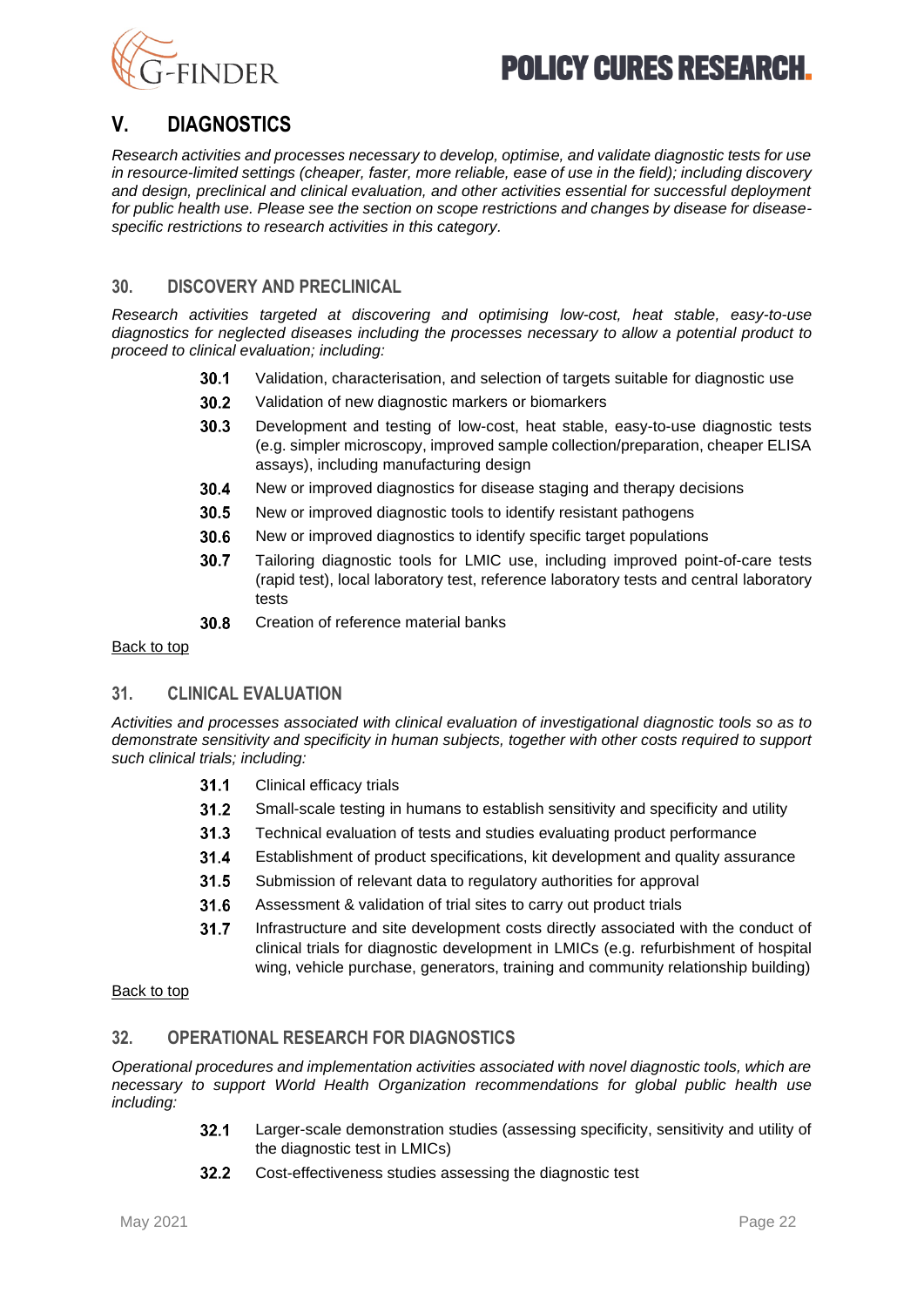## V. DIAGNOSTICS

*Research activities and processes necessary to develop, optimise, and validate diagnostic tests for use in resource-limited settings (cheaper, faster, more reliable, ease of use in the field); including discovery and design, preclinical and clinical evaluation, and other activities essential for successful deployment for public health use. Please see the section on scope restrictions and changes by disease for disease-specific restrictions to research activities in this category.*

### 30. DISCOVERY AND PRECLINICAL

*Research activities targeted at discovering and optimising low-cost, heat stable, easy-to-use diagnostics for neglected diseases including the processes necessary to allow a potential product to proceed to clinical evaluation; including:*

- **30.1** Validation, characterisation, and selection of targets suitable for diagnostic use
- **30.2** Validation of new diagnostic markers or biomarkers
- **30.3** Development and testing of low-cost, heat stable, easy-to-use diagnostic tests (e.g. simpler microscopy, improved sample collection/preparation, cheaper ELISA assays), including manufacturing design
- **30.4** New or improved diagnostics for disease staging and therapy decisions
- **30.5** New or improved diagnostic tools to identify resistant pathogens
- **30.6** New or improved diagnostics to identify specific target populations
- **30.7** Tailoring diagnostic tools for LMIC use, including improved point-of-care tests (rapid test), local laboratory test, reference laboratory tests and central laboratory tests
- **30.8** Creation of reference material banks

Back to top

### 31. CLINICAL EVALUATION

*Activities and processes associated with clinical evaluation of investigational diagnostic tools so as to demonstrate sensitivity and specificity in human subjects, together with other costs required to support such clinical trials; including:*

- **31.1** Clinical efficacy trials
- **31.2** Small-scale testing in humans to establish sensitivity and specificity and utility
- **31.3** Technical evaluation of tests and studies evaluating product performance
- **31.4** Establishment of product specifications, kit development and quality assurance
- **31.5** Submission of relevant data to regulatory authorities for approval
- **31.6** Assessment & validation of trial sites to carry out product trials
- **31.7** Infrastructure and site development costs directly associated with the conduct of clinical trials for diagnostic development in LMICs (e.g. refurbishment of hospital wing, vehicle purchase, generators, training and community relationship building)

Back to top

### 32. OPERATIONAL RESEARCH FOR DIAGNOSTICS

*Operational procedures and implementation activities associated with novel diagnostic tools, which are necessary to support World Health Organization recommendations for global public health use including:*

- **32.1** Larger-scale demonstration studies (assessing specificity, sensitivity and utility of the diagnostic test in LMICs)
- **32.2** Cost-effectiveness studies assessing the diagnostic test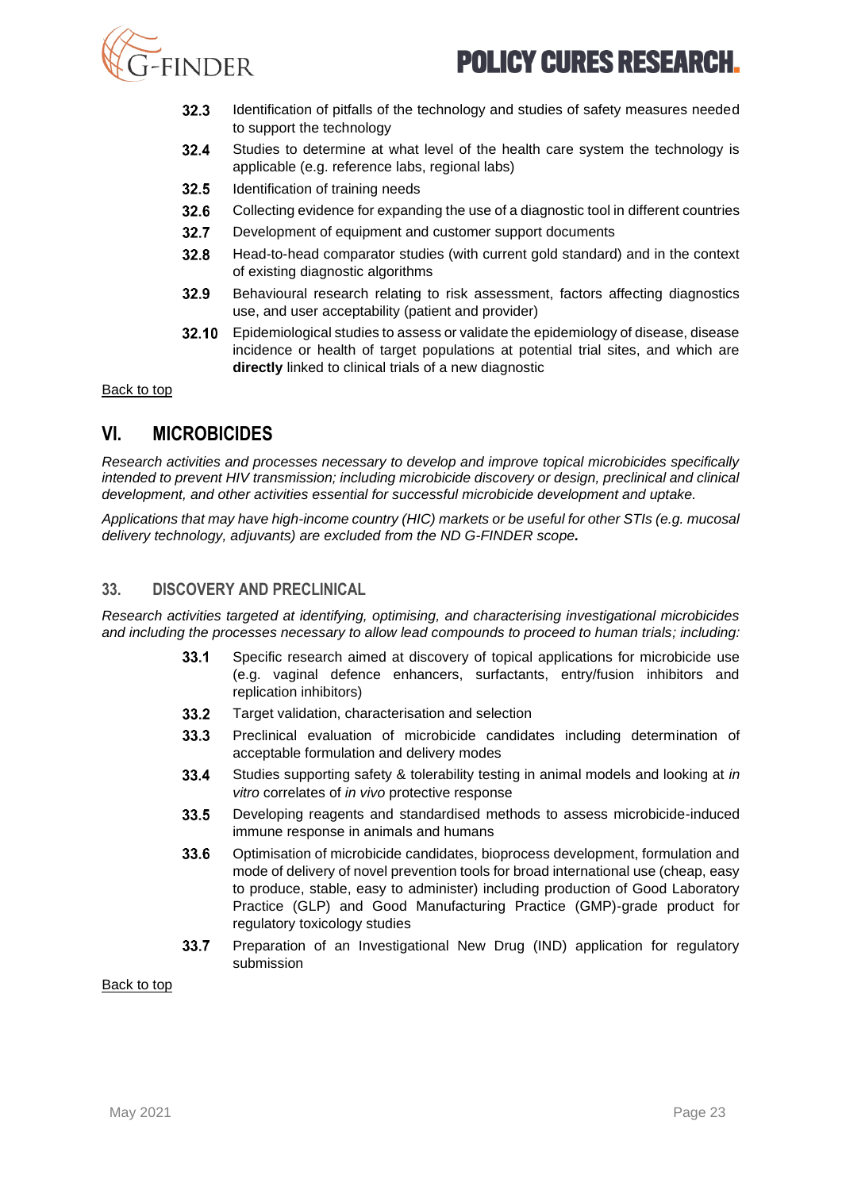32.3 Identification of pitfalls of the technology and studies of safety measures needed to support the technology

32.4 Studies to determine at what level of the health care system the technology is applicable (e.g. reference labs, regional labs)

32.5 Identification of training needs

32.6 Collecting evidence for expanding the use of a diagnostic tool in different countries

32.7 Development of equipment and customer support documents

32.8 Head-to-head comparator studies (with current gold standard) and in the context of existing diagnostic algorithms

32.9 Behavioural research relating to risk assessment, factors affecting diagnostics use, and user acceptability (patient and provider)

32.10 Epidemiological studies to assess or validate the epidemiology of disease, disease incidence or health of target populations at potential trial sites, and which are **directly** linked to clinical trials of a new diagnostic

Back to top

# VI. MICROBICIDES

*Research activities and processes necessary to develop and improve topical microbicides specifically intended to prevent HIV transmission; including microbicide discovery or design, preclinical and clinical development, and other activities essential for successful microbicide development and uptake.*

*Applications that may have high-income country (HIC) markets or be useful for other STIs (e.g. mucosal delivery technology, adjuvants) are excluded from the ND G-FINDER scope.*

## 33. DISCOVERY AND PRECLINICAL

*Research activities targeted at identifying, optimising, and characterising investigational microbicides and including the processes necessary to allow lead compounds to proceed to human trials; including:*

33.1 Specific research aimed at discovery of topical applications for microbicide use (e.g. vaginal defence enhancers, surfactants, entry/fusion inhibitors and replication inhibitors)

33.2 Target validation, characterisation and selection

33.3 Preclinical evaluation of microbicide candidates including determination of acceptable formulation and delivery modes

33.4 Studies supporting safety & tolerability testing in animal models and looking at *in vitro* correlates of *in vivo* protective response

33.5 Developing reagents and standardised methods to assess microbicide-induced immune response in animals and humans

33.6 Optimisation of microbicide candidates, bioprocess development, formulation and mode of delivery of novel prevention tools for broad international use (cheap, easy to produce, stable, easy to administer) including production of Good Laboratory Practice (GLP) and Good Manufacturing Practice (GMP)-grade product for regulatory toxicology studies

33.7 Preparation of an Investigational New Drug (IND) application for regulatory submission

Back to top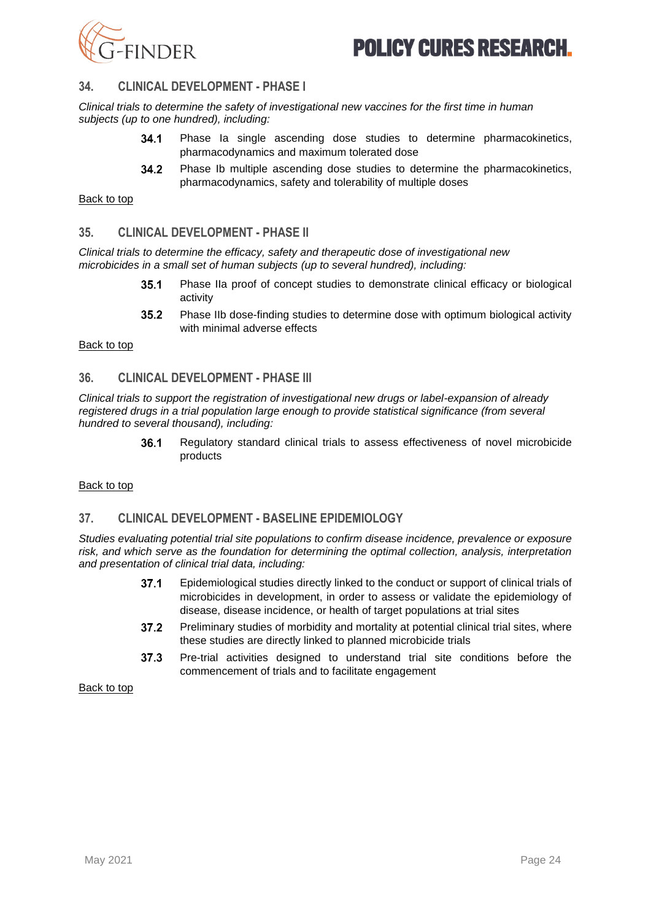## 34. CLINICAL DEVELOPMENT - PHASE I

*Clinical trials to determine the safety of investigational new vaccines for the first time in human subjects (up to one hundred), including:*

- **34.1** Phase Ia single ascending dose studies to determine pharmacokinetics, pharmacodynamics and maximum tolerated dose
- **34.2** Phase Ib multiple ascending dose studies to determine the pharmacokinetics, pharmacodynamics, safety and tolerability of multiple doses

Back to top

## 35. CLINICAL DEVELOPMENT - PHASE II

*Clinical trials to determine the efficacy, safety and therapeutic dose of investigational new microbicides in a small set of human subjects (up to several hundred), including:*

- **35.1** Phase IIa proof of concept studies to demonstrate clinical efficacy or biological activity
- **35.2** Phase IIb dose-finding studies to determine dose with optimum biological activity with minimal adverse effects

Back to top

## 36. CLINICAL DEVELOPMENT - PHASE III

*Clinical trials to support the registration of investigational new drugs or label-expansion of already registered drugs in a trial population large enough to provide statistical significance (from several hundred to several thousand), including:*

- **36.1** Regulatory standard clinical trials to assess effectiveness of novel microbicide products

Back to top

## 37. CLINICAL DEVELOPMENT - BASELINE EPIDEMIOLOGY

*Studies evaluating potential trial site populations to confirm disease incidence, prevalence or exposure risk, and which serve as the foundation for determining the optimal collection, analysis, interpretation and presentation of clinical trial data, including:*

- **37.1** Epidemiological studies directly linked to the conduct or support of clinical trials of microbicides in development, in order to assess or validate the epidemiology of disease, disease incidence, or health of target populations at trial sites
- **37.2** Preliminary studies of morbidity and mortality at potential clinical trial sites, where these studies are directly linked to planned microbicide trials
- **37.3** Pre-trial activities designed to understand trial site conditions before the commencement of trials and to facilitate engagement

Back to top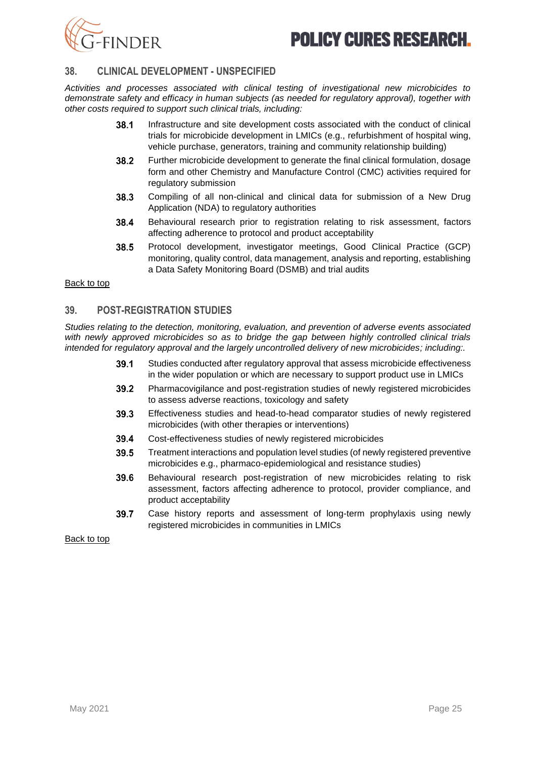## 38. CLINICAL DEVELOPMENT - UNSPECIFIED

*Activities and processes associated with clinical testing of investigational new microbicides to demonstrate safety and efficacy in human subjects (as needed for regulatory approval), together with other costs required to support such clinical trials, including:*

- **38.1** Infrastructure and site development costs associated with the conduct of clinical trials for microbicide development in LMICs (e.g., refurbishment of hospital wing, vehicle purchase, generators, training and community relationship building)
- **38.2** Further microbicide development to generate the final clinical formulation, dosage form and other Chemistry and Manufacture Control (CMC) activities required for regulatory submission
- **38.3** Compiling of all non-clinical and clinical data for submission of a New Drug Application (NDA) to regulatory authorities
- **38.4** Behavioural research prior to registration relating to risk assessment, factors affecting adherence to protocol and product acceptability
- **38.5** Protocol development, investigator meetings, Good Clinical Practice (GCP) monitoring, quality control, data management, analysis and reporting, establishing a Data Safety Monitoring Board (DSMB) and trial audits

Back to top

## 39. POST-REGISTRATION STUDIES

*Studies relating to the detection, monitoring, evaluation, and prevention of adverse events associated with newly approved microbicides so as to bridge the gap between highly controlled clinical trials intended for regulatory approval and the largely uncontrolled delivery of new microbicides; including:.*

- **39.1** Studies conducted after regulatory approval that assess microbicide effectiveness in the wider population or which are necessary to support product use in LMICs
- **39.2** Pharmacovigilance and post-registration studies of newly registered microbicides to assess adverse reactions, toxicology and safety
- **39.3** Effectiveness studies and head-to-head comparator studies of newly registered microbicides (with other therapies or interventions)
- **39.4** Cost-effectiveness studies of newly registered microbicides
- **39.5** Treatment interactions and population level studies (of newly registered preventive microbicides e.g., pharmaco-epidemiological and resistance studies)
- **39.6** Behavioural research post-registration of new microbicides relating to risk assessment, factors affecting adherence to protocol, provider compliance, and product acceptability
- **39.7** Case history reports and assessment of long-term prophylaxis using newly registered microbicides in communities in LMICs

Back to top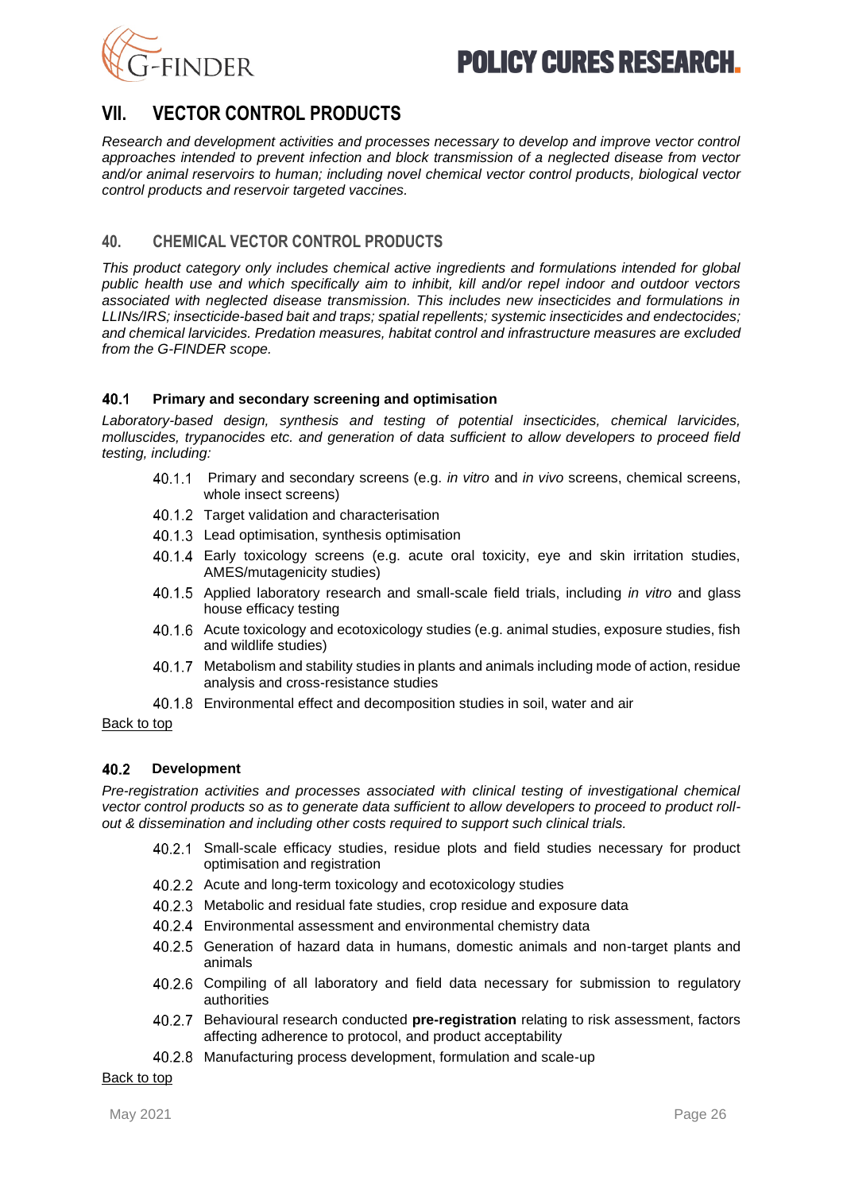# VII. VECTOR CONTROL PRODUCTS

*Research and development activities and processes necessary to develop and improve vector control approaches intended to prevent infection and block transmission of a neglected disease from vector and/or animal reservoirs to human; including novel chemical vector control products, biological vector control products and reservoir targeted vaccines.*

## 40. CHEMICAL VECTOR CONTROL PRODUCTS

*This product category only includes chemical active ingredients and formulations intended for global public health use and which specifically aim to inhibit, kill and/or repel indoor and outdoor vectors associated with neglected disease transmission. This includes new insecticides and formulations in LLINs/IRS; insecticide-based bait and traps; spatial repellents; systemic insecticides and endectocides; and chemical larvicides. Predation measures, habitat control and infrastructure measures are excluded from the G-FINDER scope.*

### 40.1 Primary and secondary screening and optimisation

*Laboratory-based design, synthesis and testing of potential insecticides, chemical larvicides, molluscides, trypanocides etc. and generation of data sufficient to allow developers to proceed field testing, including:*

- 40.1.1 Primary and secondary screens (e.g. *in vitro* and *in vivo* screens, chemical screens, whole insect screens)
- 40.1.2 Target validation and characterisation
- 40.1.3 Lead optimisation, synthesis optimisation
- 40.1.4 Early toxicology screens (e.g. acute oral toxicity, eye and skin irritation studies, AMES/mutagenicity studies)
- 40.1.5 Applied laboratory research and small-scale field trials, including *in vitro* and glass house efficacy testing
- 40.1.6 Acute toxicology and ecotoxicology studies (e.g. animal studies, exposure studies, fish and wildlife studies)
- 40.1.7 Metabolism and stability studies in plants and animals including mode of action, residue analysis and cross-resistance studies
- 40.1.8 Environmental effect and decomposition studies in soil, water and air

Back to top

### 40.2 Development

*Pre-registration activities and processes associated with clinical testing of investigational chemical vector control products so as to generate data sufficient to allow developers to proceed to product roll-out & dissemination and including other costs required to support such clinical trials.*

- 40.2.1 Small-scale efficacy studies, residue plots and field studies necessary for product optimisation and registration
- 40.2.2 Acute and long-term toxicology and ecotoxicology studies
- 40.2.3 Metabolic and residual fate studies, crop residue and exposure data
- 40.2.4 Environmental assessment and environmental chemistry data
- 40.2.5 Generation of hazard data in humans, domestic animals and non-target plants and animals
- 40.2.6 Compiling of all laboratory and field data necessary for submission to regulatory authorities
- 40.2.7 Behavioural research conducted **pre-registration** relating to risk assessment, factors affecting adherence to protocol, and product acceptability
- 40.2.8 Manufacturing process development, formulation and scale-up

Back to top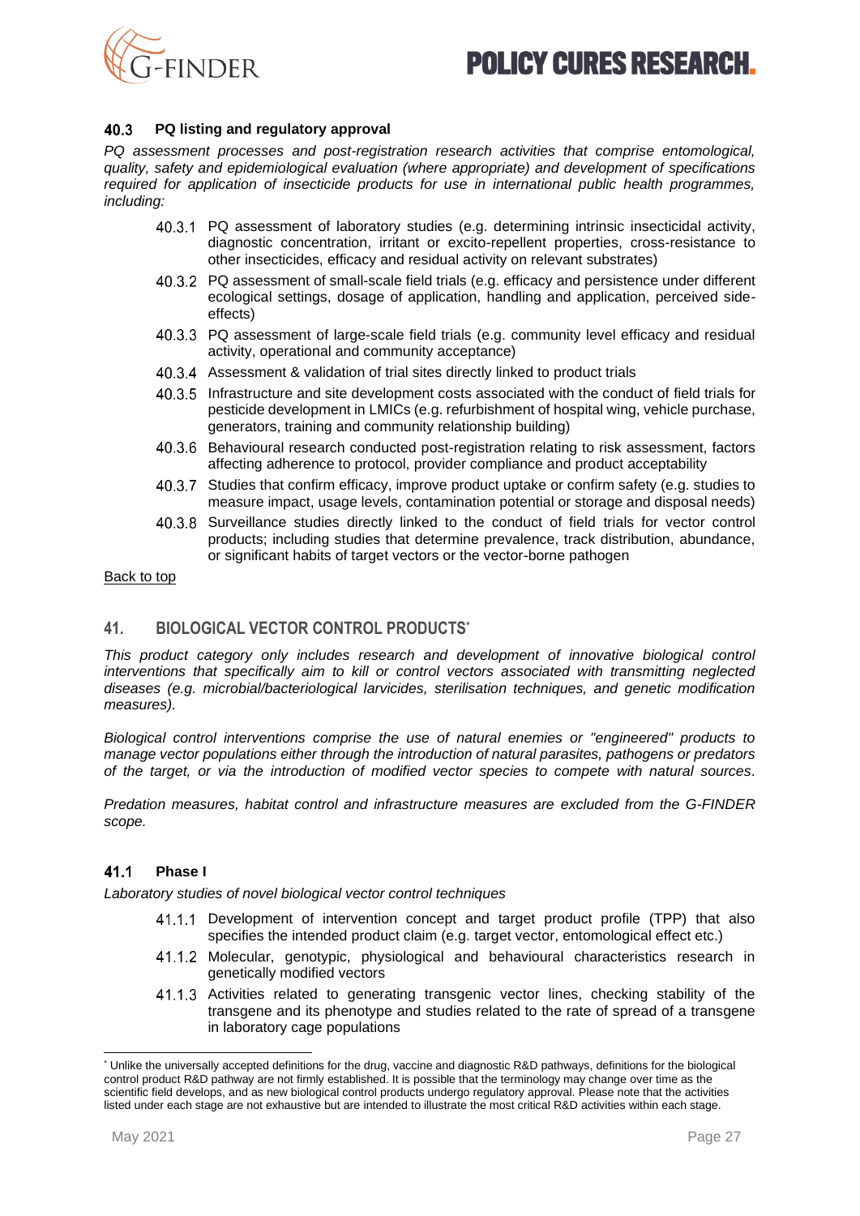### 40.3 PQ listing and regulatory approval

*PQ assessment processes and post-registration research activities that comprise entomological, quality, safety and epidemiological evaluation (where appropriate) and development of specifications required for application of insecticide products for use in international public health programmes, including:*

- 40.3.1 PQ assessment of laboratory studies (e.g. determining intrinsic insecticidal activity, diagnostic concentration, irritant or excito-repellent properties, cross-resistance to other insecticides, efficacy and residual activity on relevant substrates)
- 40.3.2 PQ assessment of small-scale field trials (e.g. efficacy and persistence under different ecological settings, dosage of application, handling and application, perceived side-effects)
- 40.3.3 PQ assessment of large-scale field trials (e.g. community level efficacy and residual activity, operational and community acceptance)
- 40.3.4 Assessment & validation of trial sites directly linked to product trials
- 40.3.5 Infrastructure and site development costs associated with the conduct of field trials for pesticide development in LMICs (e.g. refurbishment of hospital wing, vehicle purchase, generators, training and community relationship building)
- 40.3.6 Behavioural research conducted post-registration relating to risk assessment, factors affecting adherence to protocol, provider compliance and product acceptability
- 40.3.7 Studies that confirm efficacy, improve product uptake or confirm safety (e.g. studies to measure impact, usage levels, contamination potential or storage and disposal needs)
- 40.3.8 Surveillance studies directly linked to the conduct of field trials for vector control products; including studies that determine prevalence, track distribution, abundance, or significant habits of target vectors or the vector-borne pathogen

Back to top

## 41. BIOLOGICAL VECTOR CONTROL PRODUCTS*

*This product category only includes research and development of innovative biological control interventions that specifically aim to kill or control vectors associated with transmitting neglected diseases (e.g. microbial/bacteriological larvicides, sterilisation techniques, and genetic modification measures).*

*Biological control interventions comprise the use of natural enemies or "engineered" products to manage vector populations either through the introduction of natural parasites, pathogens or predators of the target, or via the introduction of modified vector species to compete with natural sources.*

*Predation measures, habitat control and infrastructure measures are excluded from the G-FINDER scope.*

### 41.1 Phase I

*Laboratory studies of novel biological vector control techniques*

- 41.1.1 Development of intervention concept and target product profile (TPP) that also specifies the intended product claim (e.g. target vector, entomological effect etc.)
- 41.1.2 Molecular, genotypic, physiological and behavioural characteristics research in genetically modified vectors
- 41.1.3 Activities related to generating transgenic vector lines, checking stability of the transgene and its phenotype and studies related to the rate of spread of a transgene in laboratory cage populations

* Unlike the universally accepted definitions for the drug, vaccine and diagnostic R&D pathways, definitions for the biological control product R&D pathway are not firmly established. It is possible that the terminology may change over time as the scientific field develops, and as new biological control products undergo regulatory approval. Please note that the activities listed under each stage are not exhaustive but are intended to illustrate the most critical R&D activities within each stage.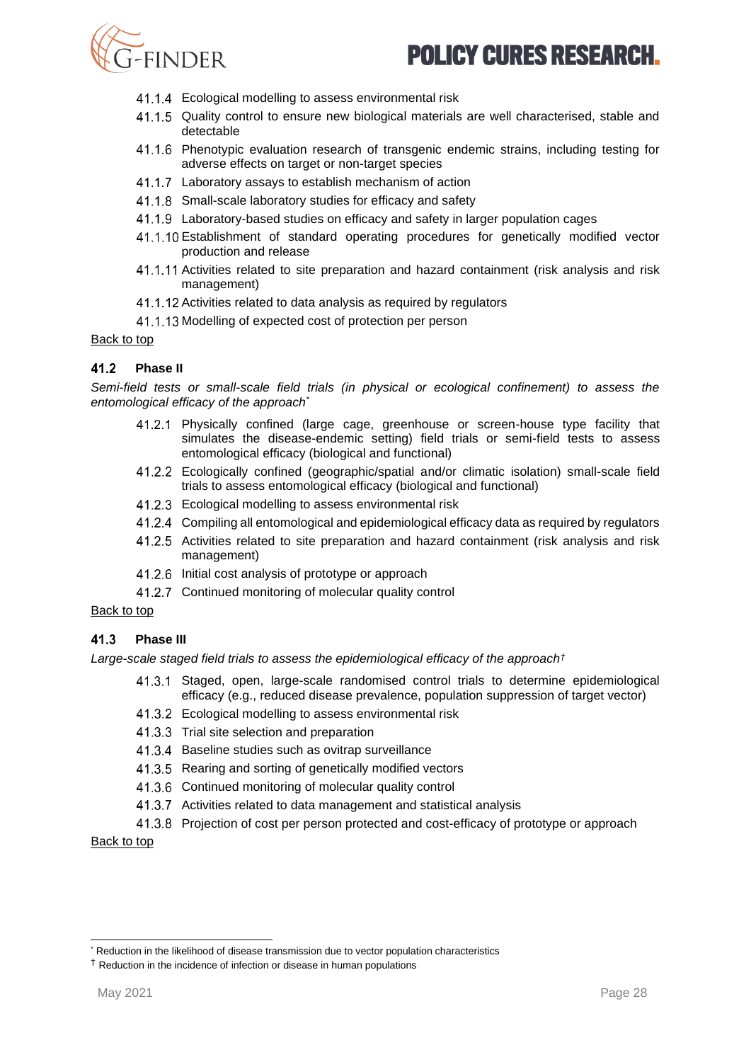- 41.1.4 Ecological modelling to assess environmental risk
- 41.1.5 Quality control to ensure new biological materials are well characterised, stable and detectable
- 41.1.6 Phenotypic evaluation research of transgenic endemic strains, including testing for adverse effects on target or non-target species
- 41.1.7 Laboratory assays to establish mechanism of action
- 41.1.8 Small-scale laboratory studies for efficacy and safety
- 41.1.9 Laboratory-based studies on efficacy and safety in larger population cages
- 41.1.10 Establishment of standard operating procedures for genetically modified vector production and release
- 41.1.11 Activities related to site preparation and hazard containment (risk analysis and risk management)
- 41.1.12 Activities related to data analysis as required by regulators
- 41.1.13 Modelling of expected cost of protection per person

Back to top

### 41.2 Phase II

*Semi-field tests or small-scale field trials (in physical or ecological confinement) to assess the entomological efficacy of the approach*[*]

- 41.2.1 Physically confined (large cage, greenhouse or screen-house type facility that simulates the disease-endemic setting) field trials or semi-field tests to assess entomological efficacy (biological and functional)
- 41.2.2 Ecologically confined (geographic/spatial and/or climatic isolation) small-scale field trials to assess entomological efficacy (biological and functional)
- 41.2.3 Ecological modelling to assess environmental risk
- 41.2.4 Compiling all entomological and epidemiological efficacy data as required by regulators
- 41.2.5 Activities related to site preparation and hazard containment (risk analysis and risk management)
- 41.2.6 Initial cost analysis of prototype or approach
- 41.2.7 Continued monitoring of molecular quality control

Back to top

### 41.3 Phase III

*Large-scale staged field trials to assess the epidemiological efficacy of the approach*[†]

- 41.3.1 Staged, open, large-scale randomised control trials to determine epidemiological efficacy (e.g., reduced disease prevalence, population suppression of target vector)
- 41.3.2 Ecological modelling to assess environmental risk
- 41.3.3 Trial site selection and preparation
- 41.3.4 Baseline studies such as ovitrap surveillance
- 41.3.5 Rearing and sorting of genetically modified vectors
- 41.3.6 Continued monitoring of molecular quality control
- 41.3.7 Activities related to data management and statistical analysis
- 41.3.8 Projection of cost per person protected and cost-efficacy of prototype or approach

Back to top

---

[*] Reduction in the likelihood of disease transmission due to vector population characteristics

[†] Reduction in the incidence of infection or disease in human populations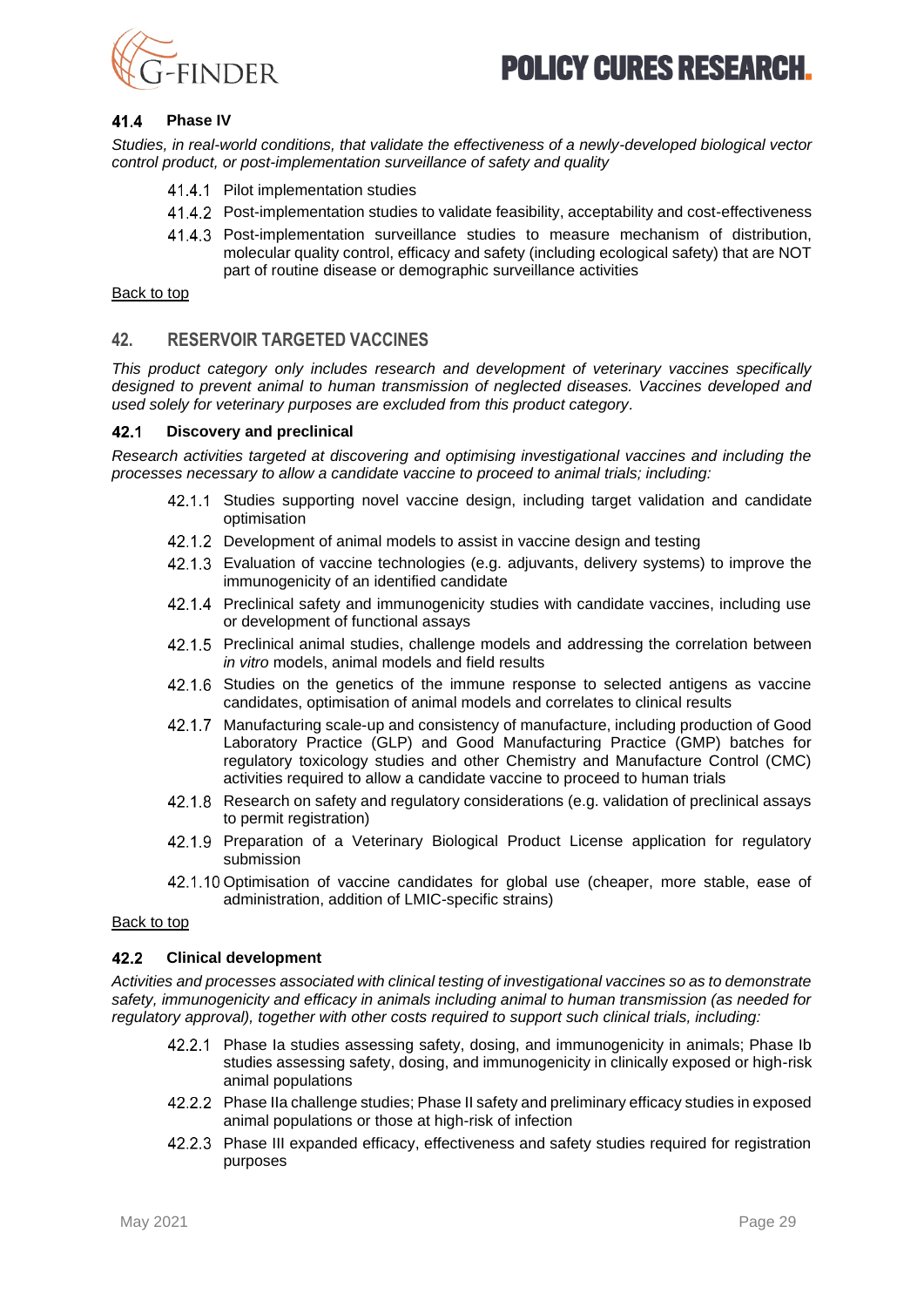### 41.4 Phase IV

*Studies, in real-world conditions, that validate the effectiveness of a newly-developed biological vector control product, or post-implementation surveillance of safety and quality*

- 41.4.1 Pilot implementation studies
- 41.4.2 Post-implementation studies to validate feasibility, acceptability and cost-effectiveness
- 41.4.3 Post-implementation surveillance studies to measure mechanism of distribution, molecular quality control, efficacy and safety (including ecological safety) that are NOT part of routine disease or demographic surveillance activities

Back to top

## 42. RESERVOIR TARGETED VACCINES

*This product category only includes research and development of veterinary vaccines specifically designed to prevent animal to human transmission of neglected diseases. Vaccines developed and used solely for veterinary purposes are excluded from this product category.*

### 42.1 Discovery and preclinical

*Research activities targeted at discovering and optimising investigational vaccines and including the processes necessary to allow a candidate vaccine to proceed to animal trials; including:*

- 42.1.1 Studies supporting novel vaccine design, including target validation and candidate optimisation
- 42.1.2 Development of animal models to assist in vaccine design and testing
- 42.1.3 Evaluation of vaccine technologies (e.g. adjuvants, delivery systems) to improve the immunogenicity of an identified candidate
- 42.1.4 Preclinical safety and immunogenicity studies with candidate vaccines, including use or development of functional assays
- 42.1.5 Preclinical animal studies, challenge models and addressing the correlation between *in vitro* models, animal models and field results
- 42.1.6 Studies on the genetics of the immune response to selected antigens as vaccine candidates, optimisation of animal models and correlates to clinical results
- 42.1.7 Manufacturing scale-up and consistency of manufacture, including production of Good Laboratory Practice (GLP) and Good Manufacturing Practice (GMP) batches for regulatory toxicology studies and other Chemistry and Manufacture Control (CMC) activities required to allow a candidate vaccine to proceed to human trials
- 42.1.8 Research on safety and regulatory considerations (e.g. validation of preclinical assays to permit registration)
- 42.1.9 Preparation of a Veterinary Biological Product License application for regulatory submission
- 42.1.10 Optimisation of vaccine candidates for global use (cheaper, more stable, ease of administration, addition of LMIC-specific strains)

Back to top

### 42.2 Clinical development

*Activities and processes associated with clinical testing of investigational vaccines so as to demonstrate safety, immunogenicity and efficacy in animals including animal to human transmission (as needed for regulatory approval), together with other costs required to support such clinical trials, including:*

- 42.2.1 Phase Ia studies assessing safety, dosing, and immunogenicity in animals; Phase Ib studies assessing safety, dosing, and immunogenicity in clinically exposed or high-risk animal populations
- 42.2.2 Phase IIa challenge studies; Phase II safety and preliminary efficacy studies in exposed animal populations or those at high-risk of infection
- 42.2.3 Phase III expanded efficacy, effectiveness and safety studies required for registration purposes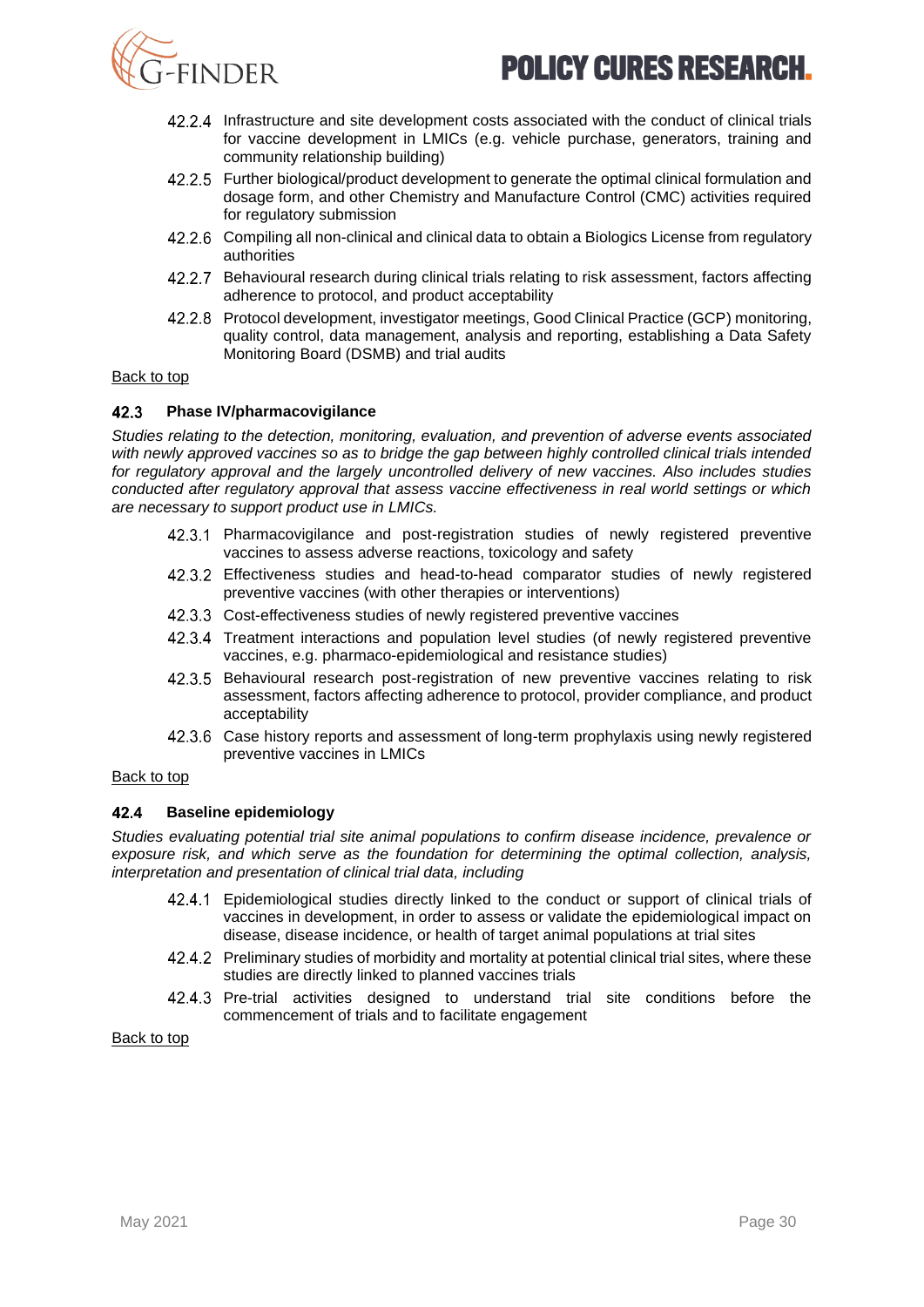- 42.2.4 Infrastructure and site development costs associated with the conduct of clinical trials for vaccine development in LMICs (e.g. vehicle purchase, generators, training and community relationship building)
- 42.2.5 Further biological/product development to generate the optimal clinical formulation and dosage form, and other Chemistry and Manufacture Control (CMC) activities required for regulatory submission
- 42.2.6 Compiling all non-clinical and clinical data to obtain a Biologics License from regulatory authorities
- 42.2.7 Behavioural research during clinical trials relating to risk assessment, factors affecting adherence to protocol, and product acceptability
- 42.2.8 Protocol development, investigator meetings, Good Clinical Practice (GCP) monitoring, quality control, data management, analysis and reporting, establishing a Data Safety Monitoring Board (DSMB) and trial audits

Back to top

### 42.3 Phase IV/pharmacovigilance

*Studies relating to the detection, monitoring, evaluation, and prevention of adverse events associated with newly approved vaccines so as to bridge the gap between highly controlled clinical trials intended for regulatory approval and the largely uncontrolled delivery of new vaccines. Also includes studies conducted after regulatory approval that assess vaccine effectiveness in real world settings or which are necessary to support product use in LMICs.*

- 42.3.1 Pharmacovigilance and post-registration studies of newly registered preventive vaccines to assess adverse reactions, toxicology and safety
- 42.3.2 Effectiveness studies and head-to-head comparator studies of newly registered preventive vaccines (with other therapies or interventions)
- 42.3.3 Cost-effectiveness studies of newly registered preventive vaccines
- 42.3.4 Treatment interactions and population level studies (of newly registered preventive vaccines, e.g. pharmaco-epidemiological and resistance studies)
- 42.3.5 Behavioural research post-registration of new preventive vaccines relating to risk assessment, factors affecting adherence to protocol, provider compliance, and product acceptability
- 42.3.6 Case history reports and assessment of long-term prophylaxis using newly registered preventive vaccines in LMICs

Back to top

### 42.4 Baseline epidemiology

*Studies evaluating potential trial site animal populations to confirm disease incidence, prevalence or exposure risk, and which serve as the foundation for determining the optimal collection, analysis, interpretation and presentation of clinical trial data, including*

- 42.4.1 Epidemiological studies directly linked to the conduct or support of clinical trials of vaccines in development, in order to assess or validate the epidemiological impact on disease, disease incidence, or health of target animal populations at trial sites
- 42.4.2 Preliminary studies of morbidity and mortality at potential clinical trial sites, where these studies are directly linked to planned vaccines trials
- 42.4.3 Pre-trial activities designed to understand trial site conditions before the commencement of trials and to facilitate engagement

Back to top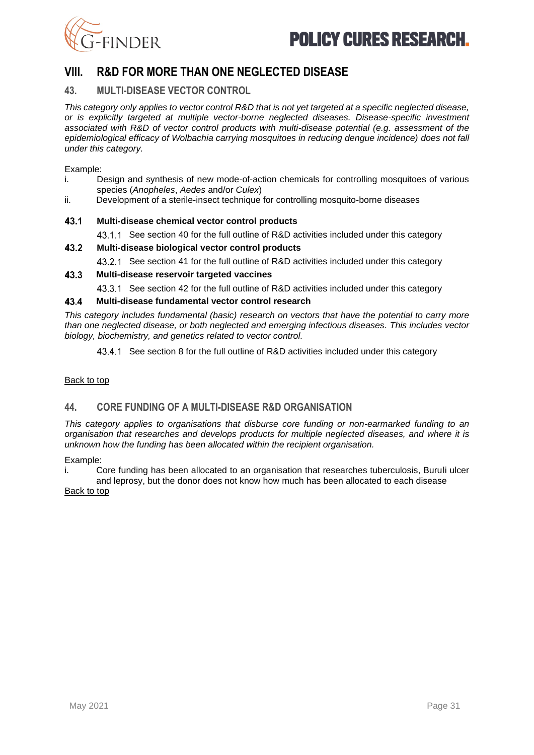# VIII. R&D FOR MORE THAN ONE NEGLECTED DISEASE

## 43. MULTI-DISEASE VECTOR CONTROL

*This category only applies to vector control R&D that is not yet targeted at a specific neglected disease, or is explicitly targeted at multiple vector-borne neglected diseases. Disease-specific investment associated with R&D of vector control products with multi-disease potential (e.g. assessment of the epidemiological efficacy of Wolbachia carrying mosquitoes in reducing dengue incidence) does not fall under this category.*

Example:

i. Design and synthesis of new mode-of-action chemicals for controlling mosquitoes of various species (*Anopheles*, *Aedes* and/or *Culex*)

ii. Development of a sterile-insect technique for controlling mosquito-borne diseases

**43.1 Multi-disease chemical vector control products**

43.1.1 See section 40 for the full outline of R&D activities included under this category

**43.2 Multi-disease biological vector control products**

43.2.1 See section 41 for the full outline of R&D activities included under this category

**43.3 Multi-disease reservoir targeted vaccines**

43.3.1 See section 42 for the full outline of R&D activities included under this category

**43.4 Multi-disease fundamental vector control research**

*This category includes fundamental (basic) research on vectors that have the potential to carry more than one neglected disease, or both neglected and emerging infectious diseases. This includes vector biology, biochemistry, and genetics related to vector control.*

43.4.1 See section 8 for the full outline of R&D activities included under this category

Back to top

## 44. CORE FUNDING OF A MULTI-DISEASE R&D ORGANISATION

*This category applies to organisations that disburse core funding or non-earmarked funding to an organisation that researches and develops products for multiple neglected diseases, and where it is unknown how the funding has been allocated within the recipient organisation.*

Example:

i. Core funding has been allocated to an organisation that researches tuberculosis, Buruli ulcer and leprosy, but the donor does not know how much has been allocated to each disease

Back to top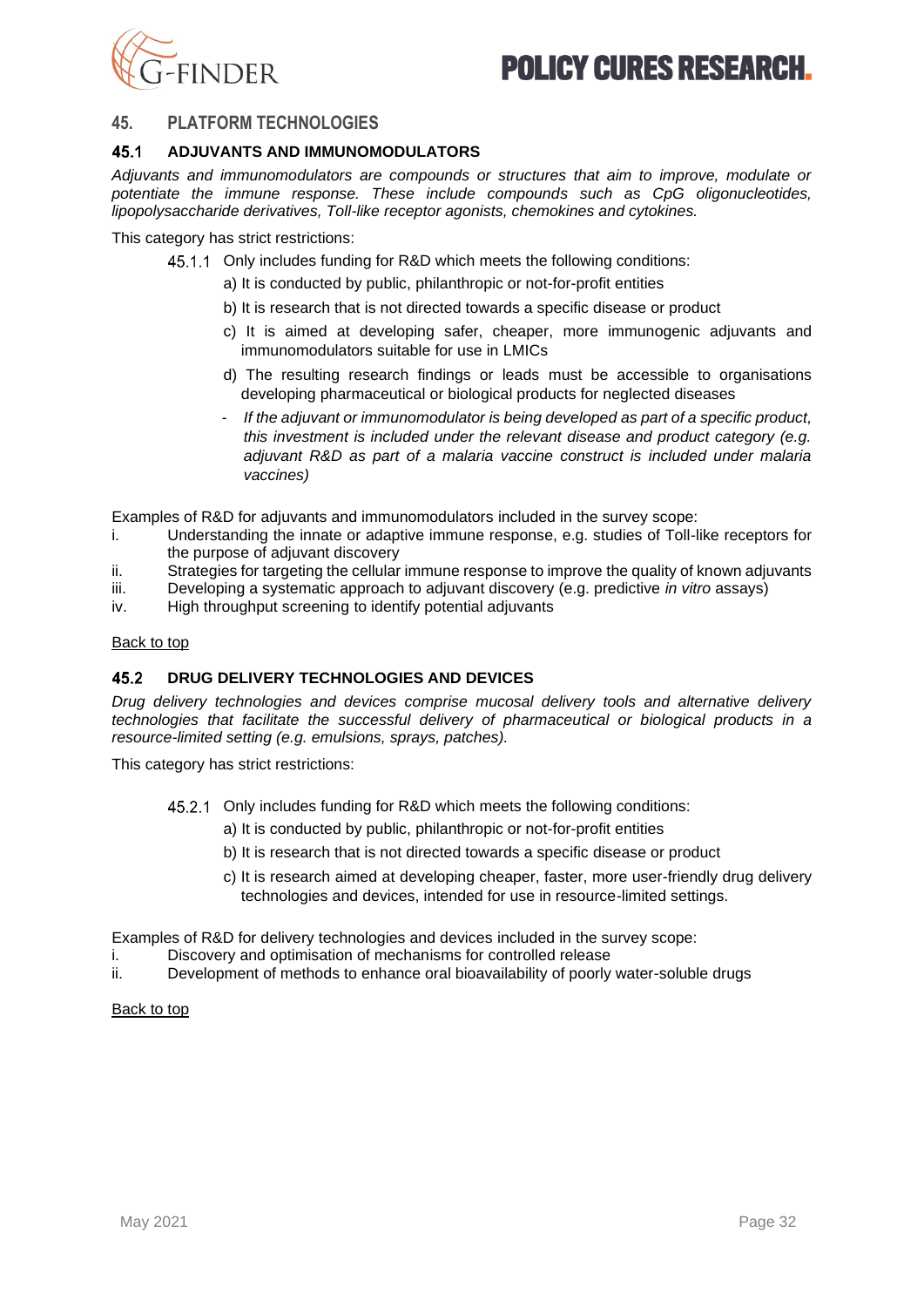## 45. PLATFORM TECHNOLOGIES

### 45.1 ADJUVANTS AND IMMUNOMODULATORS

*Adjuvants and immunomodulators are compounds or structures that aim to improve, modulate or potentiate the immune response. These include compounds such as CpG oligonucleotides, lipopolysaccharide derivatives, Toll-like receptor agonists, chemokines and cytokines.*

This category has strict restrictions:

45.1.1 Only includes funding for R&D which meets the following conditions:

a) It is conducted by public, philanthropic or not-for-profit entities

b) It is research that is not directed towards a specific disease or product

c) It is aimed at developing safer, cheaper, more immunogenic adjuvants and immunomodulators suitable for use in LMICs

d) The resulting research findings or leads must be accessible to organisations developing pharmaceutical or biological products for neglected diseases

- *If the adjuvant or immunomodulator is being developed as part of a specific product, this investment is included under the relevant disease and product category (e.g. adjuvant R&D as part of a malaria vaccine construct is included under malaria vaccines)*

Examples of R&D for adjuvants and immunomodulators included in the survey scope:

i. Understanding the innate or adaptive immune response, e.g. studies of Toll-like receptors for the purpose of adjuvant discovery
ii. Strategies for targeting the cellular immune response to improve the quality of known adjuvants
iii. Developing a systematic approach to adjuvant discovery (e.g. predictive *in vitro* assays)
iv. High throughput screening to identify potential adjuvants

Back to top

### 45.2 DRUG DELIVERY TECHNOLOGIES AND DEVICES

*Drug delivery technologies and devices comprise mucosal delivery tools and alternative delivery technologies that facilitate the successful delivery of pharmaceutical or biological products in a resource-limited setting (e.g. emulsions, sprays, patches).*

This category has strict restrictions:

45.2.1 Only includes funding for R&D which meets the following conditions:

a) It is conducted by public, philanthropic or not-for-profit entities

b) It is research that is not directed towards a specific disease or product

c) It is research aimed at developing cheaper, faster, more user-friendly drug delivery technologies and devices, intended for use in resource-limited settings.

Examples of R&D for delivery technologies and devices included in the survey scope:

i. Discovery and optimisation of mechanisms for controlled release
ii. Development of methods to enhance oral bioavailability of poorly water-soluble drugs

Back to top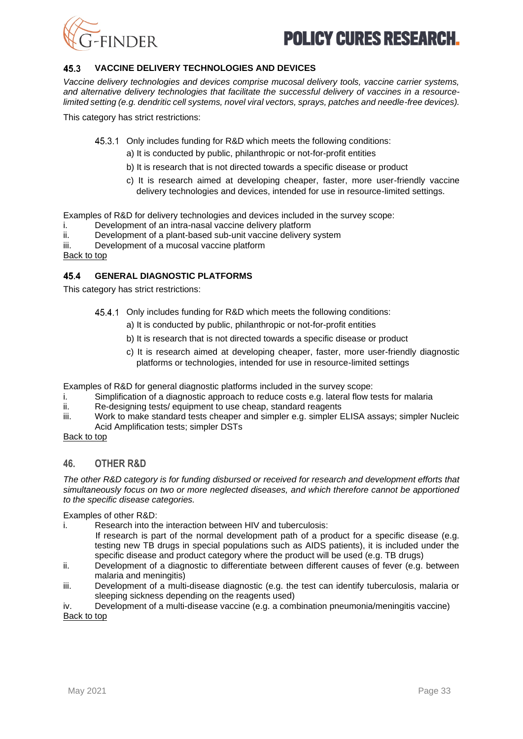### 45.3 VACCINE DELIVERY TECHNOLOGIES AND DEVICES

*Vaccine delivery technologies and devices comprise mucosal delivery tools, vaccine carrier systems, and alternative delivery technologies that facilitate the successful delivery of vaccines in a resource-limited setting (e.g. dendritic cell systems, novel viral vectors, sprays, patches and needle-free devices).*

This category has strict restrictions:

45.3.1 Only includes funding for R&D which meets the following conditions:

a) It is conducted by public, philanthropic or not-for-profit entities

b) It is research that is not directed towards a specific disease or product

c) It is research aimed at developing cheaper, faster, more user-friendly vaccine delivery technologies and devices, intended for use in resource-limited settings.

Examples of R&D for delivery technologies and devices included in the survey scope:

i. Development of an intra-nasal vaccine delivery platform
ii. Development of a plant-based sub-unit vaccine delivery system
iii. Development of a mucosal vaccine platform

Back to top

### 45.4 GENERAL DIAGNOSTIC PLATFORMS

This category has strict restrictions:

45.4.1 Only includes funding for R&D which meets the following conditions:

a) It is conducted by public, philanthropic or not-for-profit entities

b) It is research that is not directed towards a specific disease or product

c) It is research aimed at developing cheaper, faster, more user-friendly diagnostic platforms or technologies, intended for use in resource-limited settings

Examples of R&D for general diagnostic platforms included in the survey scope:

i. Simplification of a diagnostic approach to reduce costs e.g. lateral flow tests for malaria
ii. Re-designing tests/ equipment to use cheap, standard reagents
iii. Work to make standard tests cheaper and simpler e.g. simpler ELISA assays; simpler Nucleic Acid Amplification tests; simpler DSTs

Back to top

## 46. OTHER R&D

*The other R&D category is for funding disbursed or received for research and development efforts that simultaneously focus on two or more neglected diseases, and which therefore cannot be apportioned to the specific disease categories.*

Examples of other R&D:

i. Research into the interaction between HIV and tuberculosis:
   If research is part of the normal development path of a product for a specific disease (e.g. testing new TB drugs in special populations such as AIDS patients), it is included under the specific disease and product category where the product will be used (e.g. TB drugs)
ii. Development of a diagnostic to differentiate between different causes of fever (e.g. between malaria and meningitis)
iii. Development of a multi-disease diagnostic (e.g. the test can identify tuberculosis, malaria or sleeping sickness depending on the reagents used)
iv. Development of a multi-disease vaccine (e.g. a combination pneumonia/meningitis vaccine)

Back to top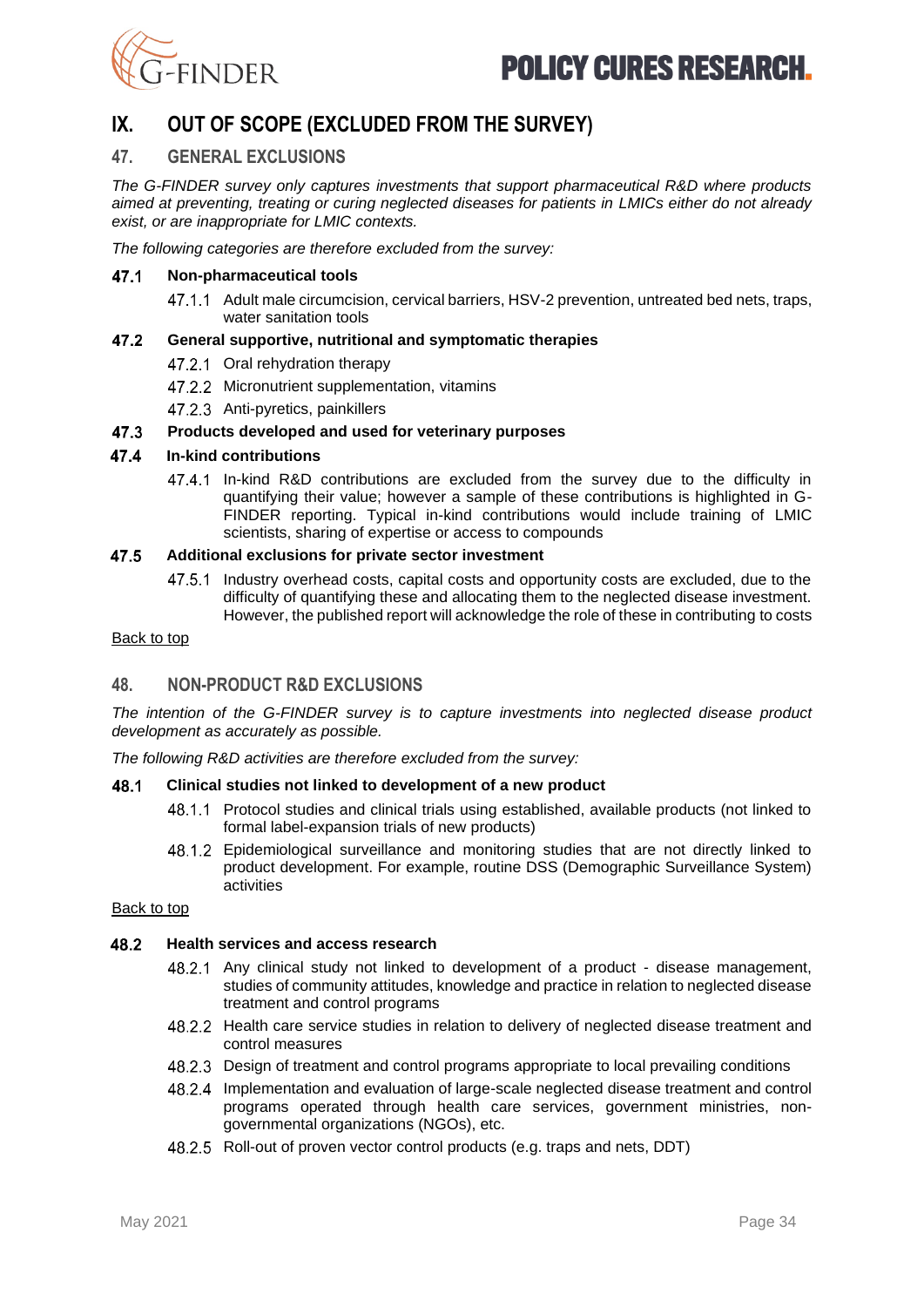# IX. OUT OF SCOPE (EXCLUDED FROM THE SURVEY)

## 47. GENERAL EXCLUSIONS

*The G-FINDER survey only captures investments that support pharmaceutical R&D where products aimed at preventing, treating or curing neglected diseases for patients in LMICs either do not already exist, or are inappropriate for LMIC contexts.*

*The following categories are therefore excluded from the survey:*

### 47.1 Non-pharmaceutical tools

- 47.1.1 Adult male circumcision, cervical barriers, HSV-2 prevention, untreated bed nets, traps, water sanitation tools

### 47.2 General supportive, nutritional and symptomatic therapies

- 47.2.1 Oral rehydration therapy
- 47.2.2 Micronutrient supplementation, vitamins
- 47.2.3 Anti-pyretics, painkillers

### 47.3 Products developed and used for veterinary purposes

### 47.4 In-kind contributions

- 47.4.1 In-kind R&D contributions are excluded from the survey due to the difficulty in quantifying their value; however a sample of these contributions is highlighted in G-FINDER reporting. Typical in-kind contributions would include training of LMIC scientists, sharing of expertise or access to compounds

### 47.5 Additional exclusions for private sector investment

- 47.5.1 Industry overhead costs, capital costs and opportunity costs are excluded, due to the difficulty of quantifying these and allocating them to the neglected disease investment. However, the published report will acknowledge the role of these in contributing to costs

Back to top

## 48. NON-PRODUCT R&D EXCLUSIONS

*The intention of the G-FINDER survey is to capture investments into neglected disease product development as accurately as possible.*

*The following R&D activities are therefore excluded from the survey:*

### 48.1 Clinical studies not linked to development of a new product

- 48.1.1 Protocol studies and clinical trials using established, available products (not linked to formal label-expansion trials of new products)
- 48.1.2 Epidemiological surveillance and monitoring studies that are not directly linked to product development. For example, routine DSS (Demographic Surveillance System) activities

Back to top

### 48.2 Health services and access research

- 48.2.1 Any clinical study not linked to development of a product - disease management, studies of community attitudes, knowledge and practice in relation to neglected disease treatment and control programs
- 48.2.2 Health care service studies in relation to delivery of neglected disease treatment and control measures
- 48.2.3 Design of treatment and control programs appropriate to local prevailing conditions
- 48.2.4 Implementation and evaluation of large-scale neglected disease treatment and control programs operated through health care services, government ministries, non-governmental organizations (NGOs), etc.
- 48.2.5 Roll-out of proven vector control products (e.g. traps and nets, DDT)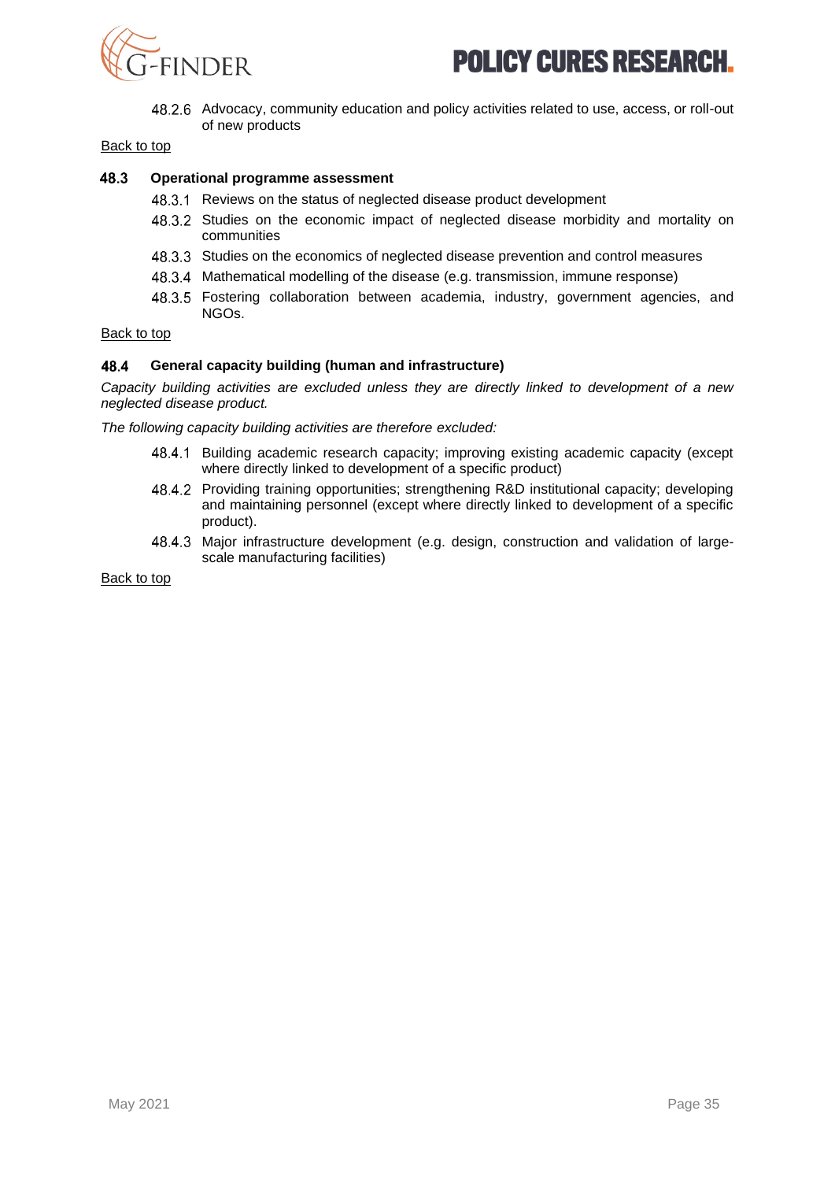48.2.6 Advocacy, community education and policy activities related to use, access, or roll-out of new products

Back to top

### 48.3 Operational programme assessment

48.3.1 Reviews on the status of neglected disease product development

48.3.2 Studies on the economic impact of neglected disease morbidity and mortality on communities

48.3.3 Studies on the economics of neglected disease prevention and control measures

48.3.4 Mathematical modelling of the disease (e.g. transmission, immune response)

48.3.5 Fostering collaboration between academia, industry, government agencies, and NGOs.

Back to top

### 48.4 General capacity building (human and infrastructure)

*Capacity building activities are excluded unless they are directly linked to development of a new neglected disease product.*

*The following capacity building activities are therefore excluded:*

48.4.1 Building academic research capacity; improving existing academic capacity (except where directly linked to development of a specific product)

48.4.2 Providing training opportunities; strengthening R&D institutional capacity; developing and maintaining personnel (except where directly linked to development of a specific product).

48.4.3 Major infrastructure development (e.g. design, construction and validation of large-scale manufacturing facilities)

Back to top